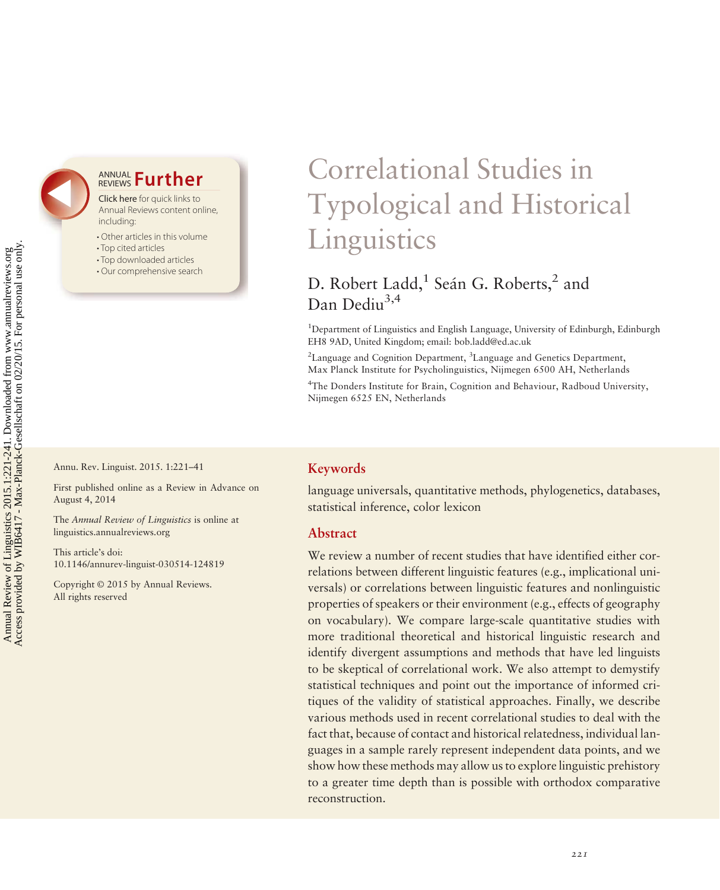# Correlational Studies in Typological and Historical Linguistics

D. Robert Ladd,[1] Seán G. Roberts,[2] and Dan Dediu[3,4]

[1]Department of Linguistics and English Language, University of Edinburgh, Edinburgh EH8 9AD, United Kingdom; email: bob.ladd@ed.ac.uk

[2]Language and Cognition Department, [3]Language and Genetics Department, Max Planck Institute for Psycholinguistics, Nijmegen 6500 AH, Netherlands

[4]The Donders Institute for Brain, Cognition and Behaviour, Radboud University, Nijmegen 6525 EN, Netherlands

Annu. Rev. Linguist. 2015. 1:221–41

First published online as a Review in Advance on August 4, 2014

The *Annual Review of Linguistics* is online at linguistics.annualreviews.org

This article's doi: 10.1146/annurev-linguist-030514-124819

Copyright © 2015 by Annual Reviews. All rights reserved

## Keywords

language universals, quantitative methods, phylogenetics, databases, statistical inference, color lexicon

## Abstract

We review a number of recent studies that have identified either correlations between different linguistic features (e.g., implicational universals) or correlations between linguistic features and nonlinguistic properties of speakers or their environment (e.g., effects of geography on vocabulary). We compare large-scale quantitative studies with more traditional theoretical and historical linguistic research and identify divergent assumptions and methods that have led linguists to be skeptical of correlational work. We also attempt to demystify statistical techniques and point out the importance of informed critiques of the validity of statistical approaches. Finally, we describe various methods used in recent correlational studies to deal with the fact that, because of contact and historical relatedness, individual languages in a sample rarely represent independent data points, and we show how these methods may allow us to explore linguistic prehistory to a greater time depth than is possible with orthodox comparative reconstruction.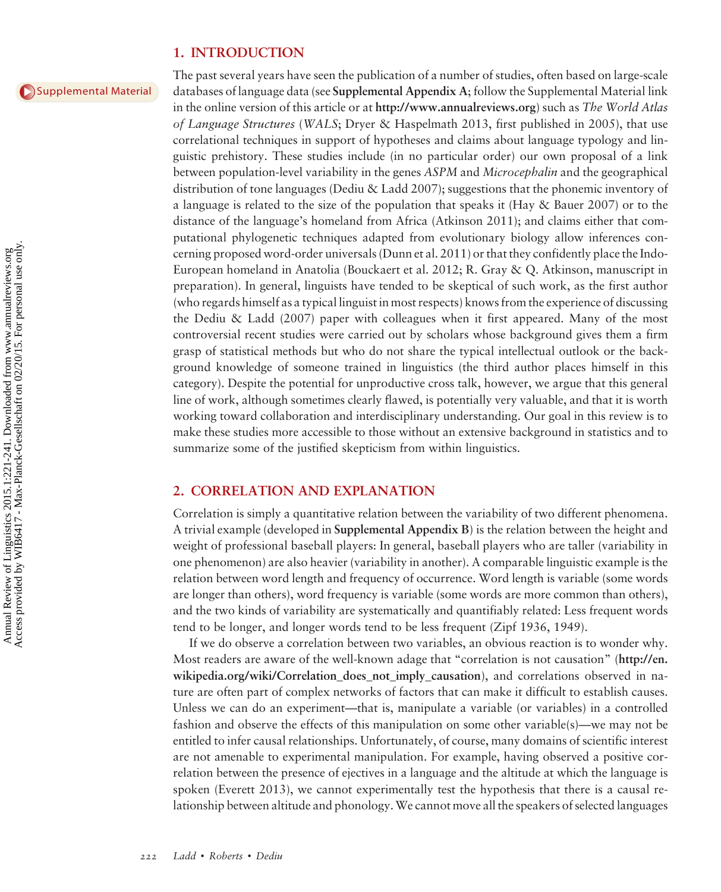## 1. INTRODUCTION

The past several years have seen the publication of a number of studies, often based on large-scale databases of language data (see **Supplemental Appendix A**; follow the Supplemental Material link in the online version of this article or at **http://www.annualreviews.org**) such as *The World Atlas of Language Structures* (*WALS*; Dryer & Haspelmath 2013, first published in 2005), that use correlational techniques in support of hypotheses and claims about language typology and linguistic prehistory. These studies include (in no particular order) our own proposal of a link between population-level variability in the genes *ASPM* and *Microcephalin* and the geographical distribution of tone languages (Dediu & Ladd 2007); suggestions that the phonemic inventory of a language is related to the size of the population that speaks it (Hay & Bauer 2007) or to the distance of the language's homeland from Africa (Atkinson 2011); and claims either that computational phylogenetic techniques adapted from evolutionary biology allow inferences concerning proposed word-order universals (Dunn et al. 2011) or that they confidently place the Indo-European homeland in Anatolia (Bouckaert et al. 2012; R. Gray & Q. Atkinson, manuscript in preparation). In general, linguists have tended to be skeptical of such work, as the first author (who regards himself as a typical linguist in most respects) knows from the experience of discussing the Dediu & Ladd (2007) paper with colleagues when it first appeared. Many of the most controversial recent studies were carried out by scholars whose background gives them a firm grasp of statistical methods but who do not share the typical intellectual outlook or the background knowledge of someone trained in linguistics (the third author places himself in this category). Despite the potential for unproductive cross talk, however, we argue that this general line of work, although sometimes clearly flawed, is potentially very valuable, and that it is worth working toward collaboration and interdisciplinary understanding. Our goal in this review is to make these studies more accessible to those without an extensive background in statistics and to summarize some of the justified skepticism from within linguistics.

## 2. CORRELATION AND EXPLANATION

Correlation is simply a quantitative relation between the variability of two different phenomena. A trivial example (developed in **Supplemental Appendix B**) is the relation between the height and weight of professional baseball players: In general, baseball players who are taller (variability in one phenomenon) are also heavier (variability in another). A comparable linguistic example is the relation between word length and frequency of occurrence. Word length is variable (some words are longer than others), word frequency is variable (some words are more common than others), and the two kinds of variability are systematically and quantifiably related: Less frequent words tend to be longer, and longer words tend to be less frequent (Zipf 1936, 1949).

If we do observe a correlation between two variables, an obvious reaction is to wonder why. Most readers are aware of the well-known adage that "correlation is not causation" (**http://en.wikipedia.org/wiki/Correlation_does_not_imply_causation**), and correlations observed in nature are often part of complex networks of factors that can make it difficult to establish causes. Unless we can do an experiment—that is, manipulate a variable (or variables) in a controlled fashion and observe the effects of this manipulation on some other variable(s)—we may not be entitled to infer causal relationships. Unfortunately, of course, many domains of scientific interest are not amenable to experimental manipulation. For example, having observed a positive correlation between the presence of ejectives in a language and the altitude at which the language is spoken (Everett 2013), we cannot experimentally test the hypothesis that there is a causal relationship between altitude and phonology. We cannot move all the speakers of selected languages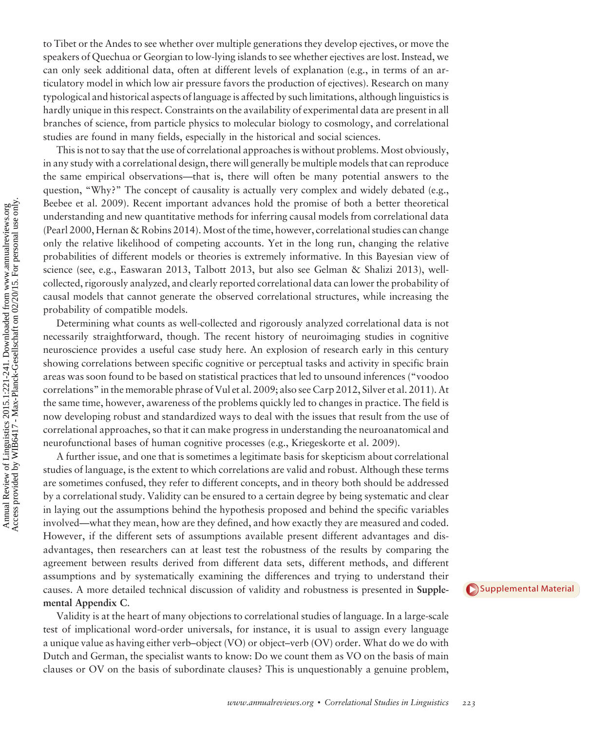to Tibet or the Andes to see whether over multiple generations they develop ejectives, or move the speakers of Quechua or Georgian to low-lying islands to see whether ejectives are lost. Instead, we can only seek additional data, often at different levels of explanation (e.g., in terms of an articulatory model in which low air pressure favors the production of ejectives). Research on many typological and historical aspects of language is affected by such limitations, although linguistics is hardly unique in this respect. Constraints on the availability of experimental data are present in all branches of science, from particle physics to molecular biology to cosmology, and correlational studies are found in many fields, especially in the historical and social sciences.

This is not to say that the use of correlational approaches is without problems. Most obviously, in any study with a correlational design, there will generally be multiple models that can reproduce the same empirical observations—that is, there will often be many potential answers to the question, "Why?" The concept of causality is actually very complex and widely debated (e.g., Beebee et al. 2009). Recent important advances hold the promise of both a better theoretical understanding and new quantitative methods for inferring causal models from correlational data (Pearl 2000, Hernan & Robins 2014). Most of the time, however, correlational studies can change only the relative likelihood of competing accounts. Yet in the long run, changing the relative probabilities of different models or theories is extremely informative. In this Bayesian view of science (see, e.g., Easwaran 2013, Talbott 2013, but also see Gelman & Shalizi 2013), well-collected, rigorously analyzed, and clearly reported correlational data can lower the probability of causal models that cannot generate the observed correlational structures, while increasing the probability of compatible models.

Determining what counts as well-collected and rigorously analyzed correlational data is not necessarily straightforward, though. The recent history of neuroimaging studies in cognitive neuroscience provides a useful case study here. An explosion of research early in this century showing correlations between specific cognitive or perceptual tasks and activity in specific brain areas was soon found to be based on statistical practices that led to unsound inferences ("voodoo correlations" in the memorable phrase of Vul et al. 2009; also see Carp 2012, Silver et al. 2011). At the same time, however, awareness of the problems quickly led to changes in practice. The field is now developing robust and standardized ways to deal with the issues that result from the use of correlational approaches, so that it can make progress in understanding the neuroanatomical and neurofunctional bases of human cognitive processes (e.g., Kriegeskorte et al. 2009).

A further issue, and one that is sometimes a legitimate basis for skepticism about correlational studies of language, is the extent to which correlations are valid and robust. Although these terms are sometimes confused, they refer to different concepts, and in theory both should be addressed by a correlational study. Validity can be ensured to a certain degree by being systematic and clear in laying out the assumptions behind the hypothesis proposed and behind the specific variables involved—what they mean, how are they defined, and how exactly they are measured and coded. However, if the different sets of assumptions available present different advantages and disadvantages, then researchers can at least test the robustness of the results by comparing the agreement between results derived from different data sets, different methods, and different assumptions and by systematically examining the differences and trying to understand their causes. A more detailed technical discussion of validity and robustness is presented in **Supplemental Appendix C**.

Supplemental Material

Validity is at the heart of many objections to correlational studies of language. In a large-scale test of implicational word-order universals, for instance, it is usual to assign every language a unique value as having either verb–object (VO) or object–verb (OV) order. What do we do with Dutch and German, the specialist wants to know: Do we count them as VO on the basis of main clauses or OV on the basis of subordinate clauses? This is unquestionably a genuine problem,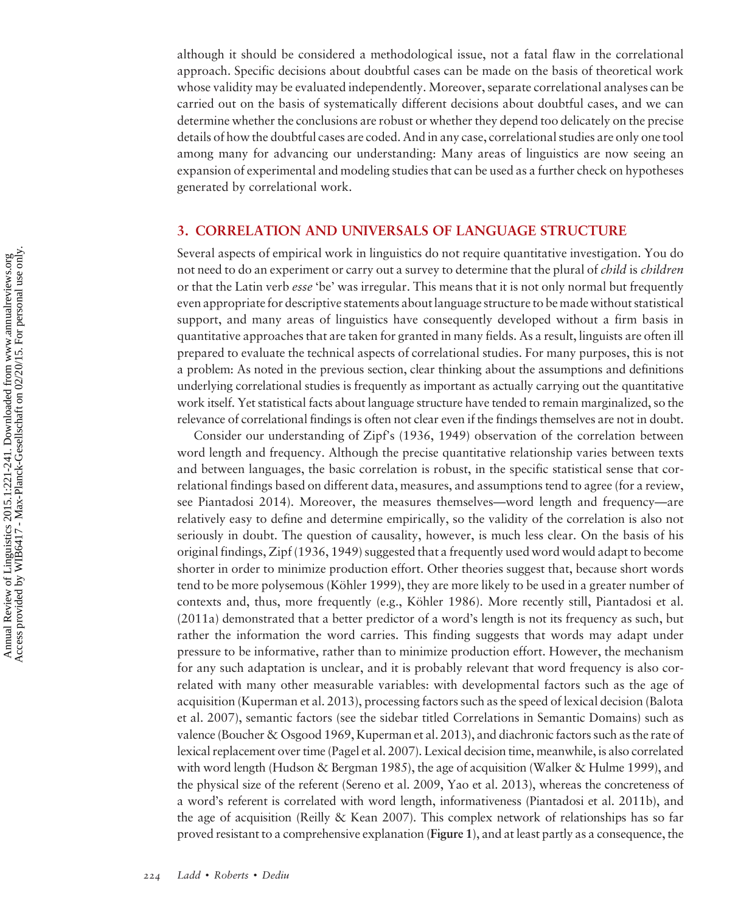although it should be considered a methodological issue, not a fatal flaw in the correlational approach. Specific decisions about doubtful cases can be made on the basis of theoretical work whose validity may be evaluated independently. Moreover, separate correlational analyses can be carried out on the basis of systematically different decisions about doubtful cases, and we can determine whether the conclusions are robust or whether they depend too delicately on the precise details of how the doubtful cases are coded. And in any case, correlational studies are only one tool among many for advancing our understanding: Many areas of linguistics are now seeing an expansion of experimental and modeling studies that can be used as a further check on hypotheses generated by correlational work.

## 3. CORRELATION AND UNIVERSALS OF LANGUAGE STRUCTURE

Several aspects of empirical work in linguistics do not require quantitative investigation. You do not need to do an experiment or carry out a survey to determine that the plural of *child* is *children* or that the Latin verb *esse* 'be' was irregular. This means that it is not only normal but frequently even appropriate for descriptive statements about language structure to be made without statistical support, and many areas of linguistics have consequently developed without a firm basis in quantitative approaches that are taken for granted in many fields. As a result, linguists are often ill prepared to evaluate the technical aspects of correlational studies. For many purposes, this is not a problem: As noted in the previous section, clear thinking about the assumptions and definitions underlying correlational studies is frequently as important as actually carrying out the quantitative work itself. Yet statistical facts about language structure have tended to remain marginalized, so the relevance of correlational findings is often not clear even if the findings themselves are not in doubt.

Consider our understanding of Zipf's (1936, 1949) observation of the correlation between word length and frequency. Although the precise quantitative relationship varies between texts and between languages, the basic correlation is robust, in the specific statistical sense that correlational findings based on different data, measures, and assumptions tend to agree (for a review, see Piantadosi 2014). Moreover, the measures themselves—word length and frequency—are relatively easy to define and determine empirically, so the validity of the correlation is also not seriously in doubt. The question of causality, however, is much less clear. On the basis of his original findings, Zipf (1936, 1949) suggested that a frequently used word would adapt to become shorter in order to minimize production effort. Other theories suggest that, because short words tend to be more polysemous (Köhler 1999), they are more likely to be used in a greater number of contexts and, thus, more frequently (e.g., Köhler 1986). More recently still, Piantadosi et al. (2011a) demonstrated that a better predictor of a word's length is not its frequency as such, but rather the information the word carries. This finding suggests that words may adapt under pressure to be informative, rather than to minimize production effort. However, the mechanism for any such adaptation is unclear, and it is probably relevant that word frequency is also correlated with many other measurable variables: with developmental factors such as the age of acquisition (Kuperman et al. 2013), processing factors such as the speed of lexical decision (Balota et al. 2007), semantic factors (see the sidebar titled Correlations in Semantic Domains) such as valence (Boucher & Osgood 1969, Kuperman et al. 2013), and diachronic factors such as the rate of lexical replacement over time (Pagel et al. 2007). Lexical decision time, meanwhile, is also correlated with word length (Hudson & Bergman 1985), the age of acquisition (Walker & Hulme 1999), and the physical size of the referent (Sereno et al. 2009, Yao et al. 2013), whereas the concreteness of a word's referent is correlated with word length, informativeness (Piantadosi et al. 2011b), and the age of acquisition (Reilly & Kean 2007). This complex network of relationships has so far proved resistant to a comprehensive explanation (**Figure 1**), and at least partly as a consequence, the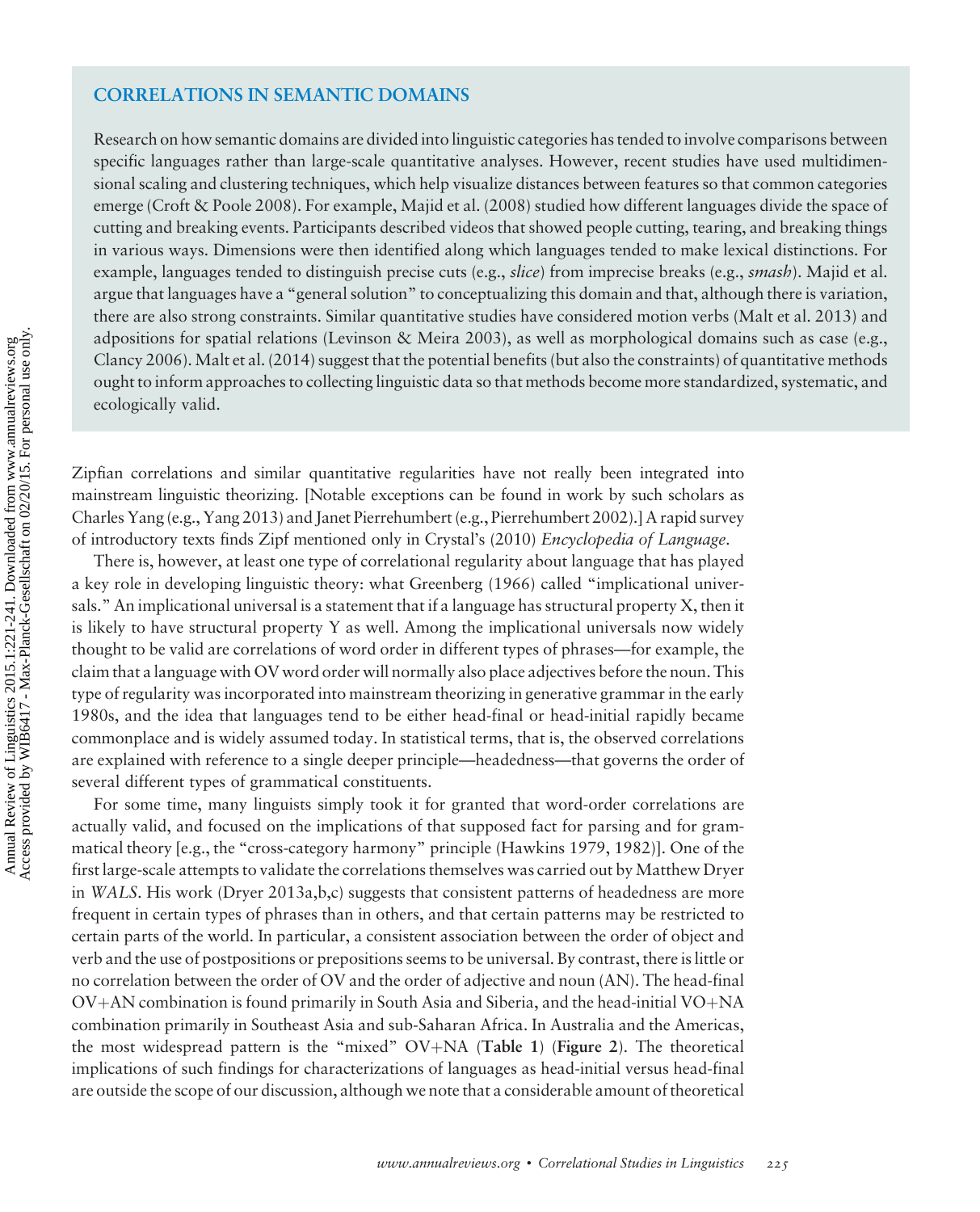## CORRELATIONS IN SEMANTIC DOMAINS

Research on how semantic domains are divided into linguistic categories has tended to involve comparisons between specific languages rather than large-scale quantitative analyses. However, recent studies have used multidimensional scaling and clustering techniques, which help visualize distances between features so that common categories emerge (Croft & Poole 2008). For example, Majid et al. (2008) studied how different languages divide the space of cutting and breaking events. Participants described videos that showed people cutting, tearing, and breaking things in various ways. Dimensions were then identified along which languages tended to make lexical distinctions. For example, languages tended to distinguish precise cuts (e.g., *slice*) from imprecise breaks (e.g., *smash*). Majid et al. argue that languages have a "general solution" to conceptualizing this domain and that, although there is variation, there are also strong constraints. Similar quantitative studies have considered motion verbs (Malt et al. 2013) and adpositions for spatial relations (Levinson & Meira 2003), as well as morphological domains such as case (e.g., Clancy 2006). Malt et al. (2014) suggest that the potential benefits (but also the constraints) of quantitative methods ought to inform approaches to collecting linguistic data so that methods become more standardized, systematic, and ecologically valid.

Zipfian correlations and similar quantitative regularities have not really been integrated into mainstream linguistic theorizing. [Notable exceptions can be found in work by such scholars as Charles Yang (e.g., Yang 2013) and Janet Pierrehumbert (e.g., Pierrehumbert 2002).] A rapid survey of introductory texts finds Zipf mentioned only in Crystal's (2010) *Encyclopedia of Language*.

There is, however, at least one type of correlational regularity about language that has played a key role in developing linguistic theory: what Greenberg (1966) called "implicational universals." An implicational universal is a statement that if a language has structural property X, then it is likely to have structural property Y as well. Among the implicational universals now widely thought to be valid are correlations of word order in different types of phrases—for example, the claim that a language with OV word order will normally also place adjectives before the noun. This type of regularity was incorporated into mainstream theorizing in generative grammar in the early 1980s, and the idea that languages tend to be either head-final or head-initial rapidly became commonplace and is widely assumed today. In statistical terms, that is, the observed correlations are explained with reference to a single deeper principle—headedness—that governs the order of several different types of grammatical constituents.

For some time, many linguists simply took it for granted that word-order correlations are actually valid, and focused on the implications of that supposed fact for parsing and for grammatical theory [e.g., the "cross-category harmony" principle (Hawkins 1979, 1982)]. One of the first large-scale attempts to validate the correlations themselves was carried out by Matthew Dryer in *WALS*. His work (Dryer 2013a,b,c) suggests that consistent patterns of headedness are more frequent in certain types of phrases than in others, and that certain patterns may be restricted to certain parts of the world. In particular, a consistent association between the order of object and verb and the use of postpositions or prepositions seems to be universal. By contrast, there is little or no correlation between the order of OV and the order of adjective and noun (AN). The head-final OV+AN combination is found primarily in South Asia and Siberia, and the head-initial VO+NA combination primarily in Southeast Asia and sub-Saharan Africa. In Australia and the Americas, the most widespread pattern is the "mixed" OV+NA (**Table 1**) (**Figure 2**). The theoretical implications of such findings for characterizations of languages as head-initial versus head-final are outside the scope of our discussion, although we note that a considerable amount of theoretical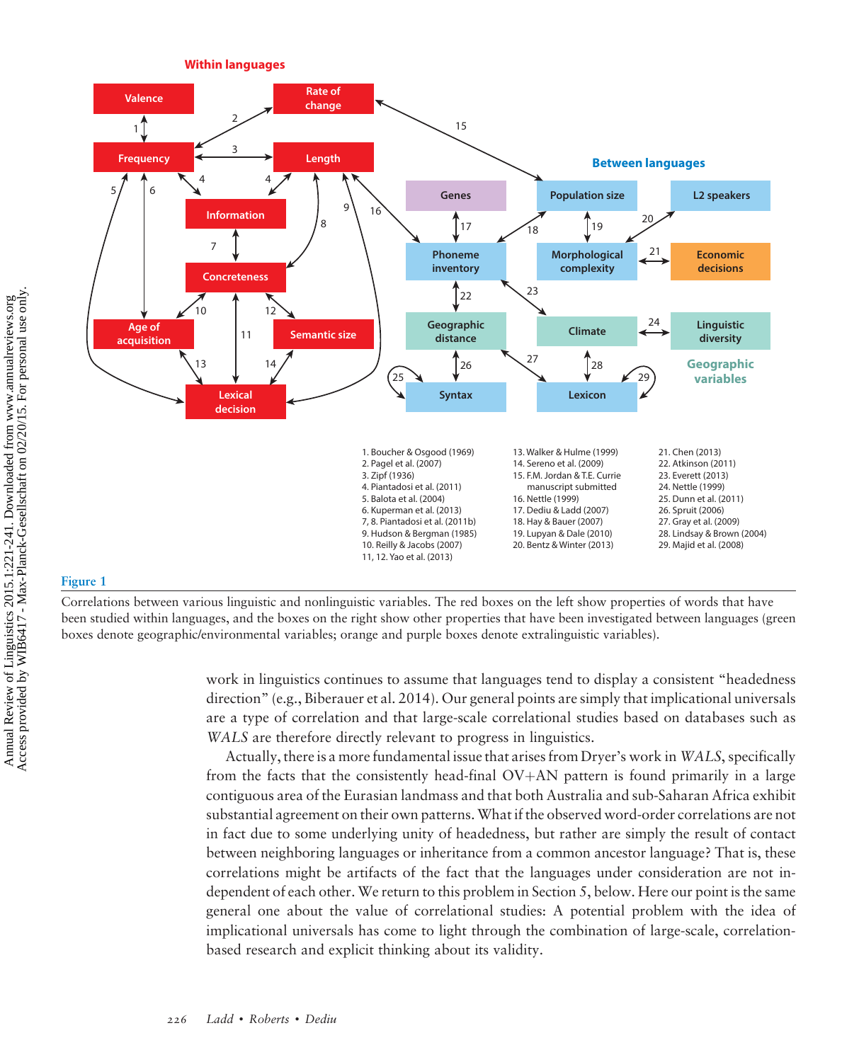**Figure 1**

Correlations between various linguistic and nonlinguistic variables. The red boxes on the left show properties of words that have been studied within languages, and the boxes on the right show other properties that have been investigated between languages (green boxes denote geographic/environmental variables; orange and purple boxes denote extralinguistic variables).

work in linguistics continues to assume that languages tend to display a consistent "headedness direction" (e.g., Biberauer et al. 2014). Our general points are simply that implicational universals are a type of correlation and that large-scale correlational studies based on databases such as *WALS* are therefore directly relevant to progress in linguistics.

Actually, there is a more fundamental issue that arises from Dryer's work in *WALS*, specifically from the facts that the consistently head-final OV+AN pattern is found primarily in a large contiguous area of the Eurasian landmass and that both Australia and sub-Saharan Africa exhibit substantial agreement on their own patterns. What if the observed word-order correlations are not in fact due to some underlying unity of headedness, but rather are simply the result of contact between neighboring languages or inheritance from a common ancestor language? That is, these correlations might be artifacts of the fact that the languages under consideration are not independent of each other. We return to this problem in Section 5, below. Here our point is the same general one about the value of correlational studies: A potential problem with the idea of implicational universals has come to light through the combination of large-scale, correlation-based research and explicit thinking about its validity.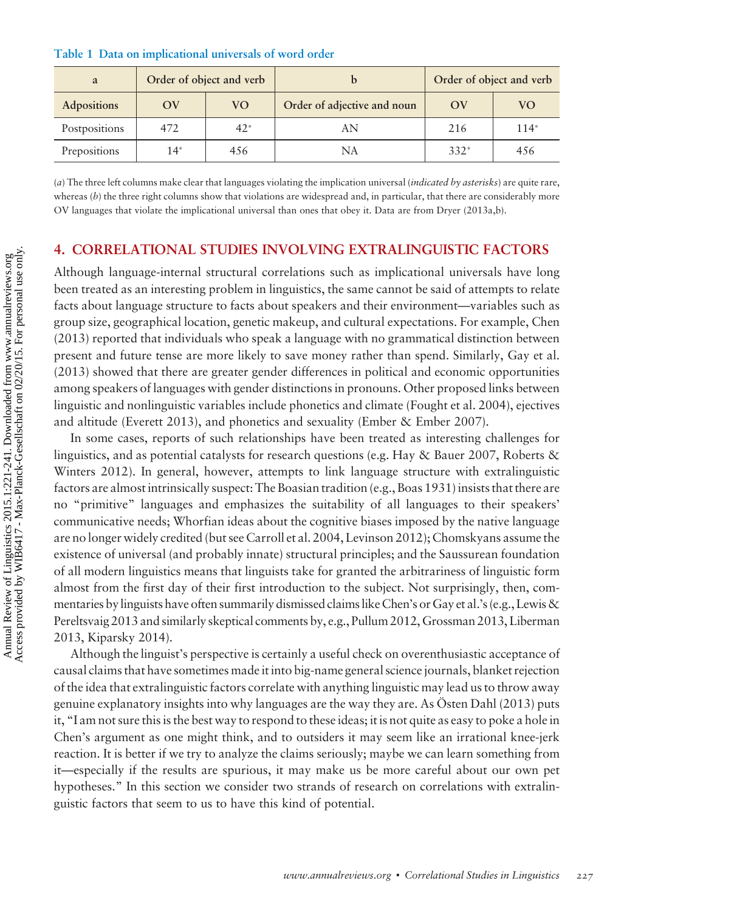**Table 1 Data on implicational universals of word order**

| a | Order of object and verb | | b | Order of object and verb | |
|---|---|---|---|---|---|
| **Adpositions** | **OV** | **VO** | **Order of adjective and noun** | **OV** | **VO** |
| Postpositions | 472 | 42* | AN | 216 | 114* |
| Prepositions | 14* | 456 | NA | 332* | 456 |

(*a*) The three left columns make clear that languages violating the implication universal (*indicated by asterisks*) are quite rare, whereas (*b*) the three right columns show that violations are widespread and, in particular, that there are considerably more OV languages that violate the implicational universal than ones that obey it. Data are from Dryer (2013a,b).

## 4. CORRELATIONAL STUDIES INVOLVING EXTRALINGUISTIC FACTORS

Although language-internal structural correlations such as implicational universals have long been treated as an interesting problem in linguistics, the same cannot be said of attempts to relate facts about language structure to facts about speakers and their environment—variables such as group size, geographical location, genetic makeup, and cultural expectations. For example, Chen (2013) reported that individuals who speak a language with no grammatical distinction between present and future tense are more likely to save money rather than spend. Similarly, Gay et al. (2013) showed that there are greater gender differences in political and economic opportunities among speakers of languages with gender distinctions in pronouns. Other proposed links between linguistic and nonlinguistic variables include phonetics and climate (Fought et al. 2004), ejectives and altitude (Everett 2013), and phonetics and sexuality (Ember & Ember 2007).

In some cases, reports of such relationships have been treated as interesting challenges for linguistics, and as potential catalysts for research questions (e.g. Hay & Bauer 2007, Roberts & Winters 2012). In general, however, attempts to link language structure with extralinguistic factors are almost intrinsically suspect: The Boasian tradition (e.g., Boas 1931) insists that there are no "primitive" languages and emphasizes the suitability of all languages to their speakers' communicative needs; Whorfian ideas about the cognitive biases imposed by the native language are no longer widely credited (but see Carroll et al. 2004, Levinson 2012); Chomskyans assume the existence of universal (and probably innate) structural principles; and the Saussurean foundation of all modern linguistics means that linguists take for granted the arbitrariness of linguistic form almost from the first day of their first introduction to the subject. Not surprisingly, then, commentaries by linguists have often summarily dismissed claims like Chen's or Gay et al.'s (e.g., Lewis & Pereltsvaig 2013 and similarly skeptical comments by, e.g., Pullum 2012, Grossman 2013, Liberman 2013, Kiparsky 2014).

Although the linguist's perspective is certainly a useful check on overenthusiastic acceptance of causal claims that have sometimes made it into big-name general science journals, blanket rejection of the idea that extralinguistic factors correlate with anything linguistic may lead us to throw away genuine explanatory insights into why languages are the way they are. As Östen Dahl (2013) puts it, "I am not sure this is the best way to respond to these ideas; it is not quite as easy to poke a hole in Chen's argument as one might think, and to outsiders it may seem like an irrational knee-jerk reaction. It is better if we try to analyze the claims seriously; maybe we can learn something from it—especially if the results are spurious, it may make us be more careful about our own pet hypotheses." In this section we consider two strands of research on correlations with extralinguistic factors that seem to us to have this kind of potential.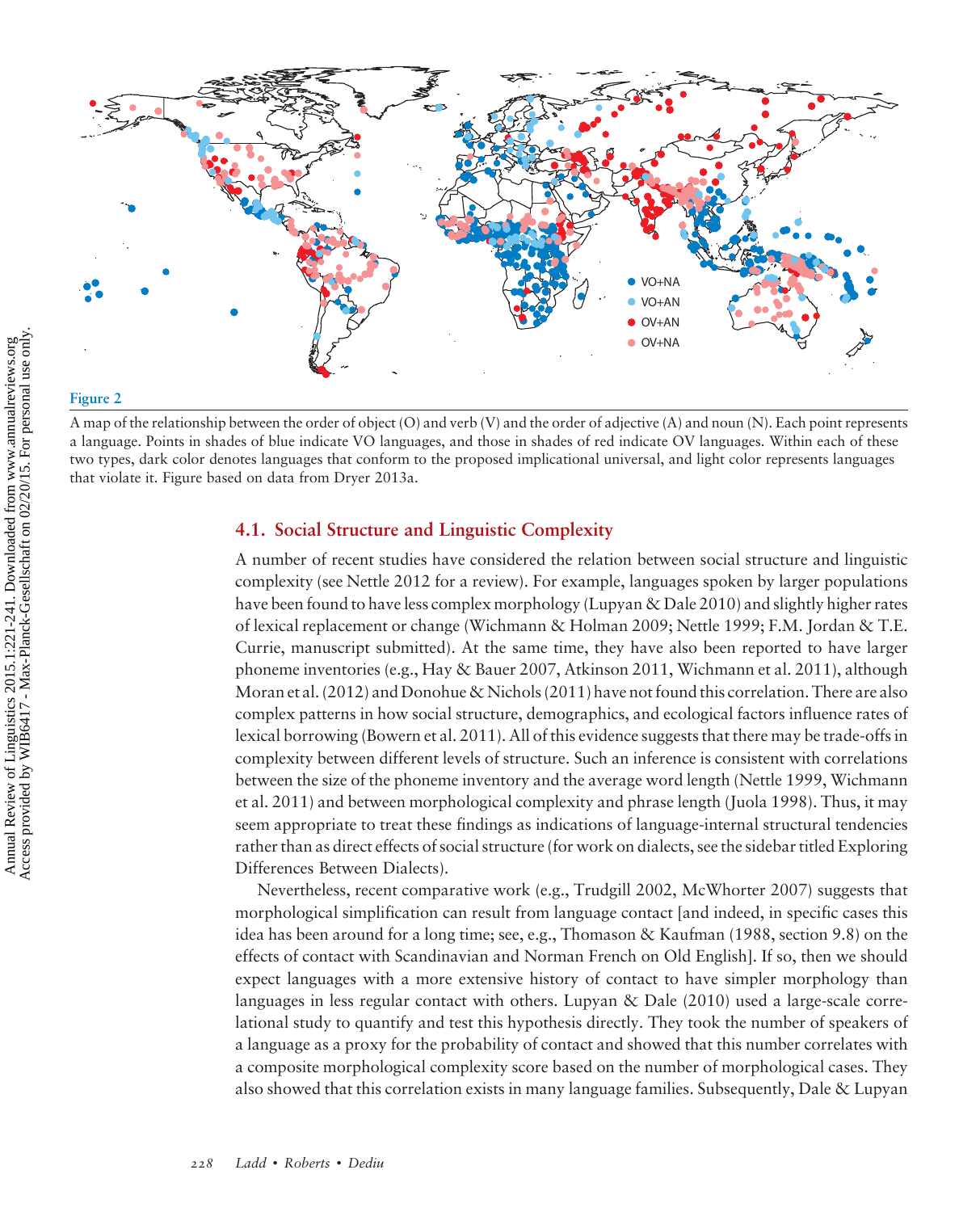**Figure 2**

A map of the relationship between the order of object (O) and verb (V) and the order of adjective (A) and noun (N). Each point represents a language. Points in shades of blue indicate VO languages, and those in shades of red indicate OV languages. Within each of these two types, dark color denotes languages that conform to the proposed implicational universal, and light color represents languages that violate it. Figure based on data from Dryer 2013a.

### 4.1. Social Structure and Linguistic Complexity

A number of recent studies have considered the relation between social structure and linguistic complexity (see Nettle 2012 for a review). For example, languages spoken by larger populations have been found to have less complex morphology (Lupyan & Dale 2010) and slightly higher rates of lexical replacement or change (Wichmann & Holman 2009; Nettle 1999; F.M. Jordan & T.E. Currie, manuscript submitted). At the same time, they have also been reported to have larger phoneme inventories (e.g., Hay & Bauer 2007, Atkinson 2011, Wichmann et al. 2011), although Moran et al. (2012) and Donohue & Nichols (2011) have not found this correlation. There are also complex patterns in how social structure, demographics, and ecological factors influence rates of lexical borrowing (Bowern et al. 2011). All of this evidence suggests that there may be trade-offs in complexity between different levels of structure. Such an inference is consistent with correlations between the size of the phoneme inventory and the average word length (Nettle 1999, Wichmann et al. 2011) and between morphological complexity and phrase length (Juola 1998). Thus, it may seem appropriate to treat these findings as indications of language-internal structural tendencies rather than as direct effects of social structure (for work on dialects, see the sidebar titled Exploring Differences Between Dialects).

Nevertheless, recent comparative work (e.g., Trudgill 2002, McWhorter 2007) suggests that morphological simplification can result from language contact [and indeed, in specific cases this idea has been around for a long time; see, e.g., Thomason & Kaufman (1988, section 9.8) on the effects of contact with Scandinavian and Norman French on Old English]. If so, then we should expect languages with a more extensive history of contact to have simpler morphology than languages in less regular contact with others. Lupyan & Dale (2010) used a large-scale correlational study to quantify and test this hypothesis directly. They took the number of speakers of a language as a proxy for the probability of contact and showed that this number correlates with a composite morphological complexity score based on the number of morphological cases. They also showed that this correlation exists in many language families. Subsequently, Dale & Lupyan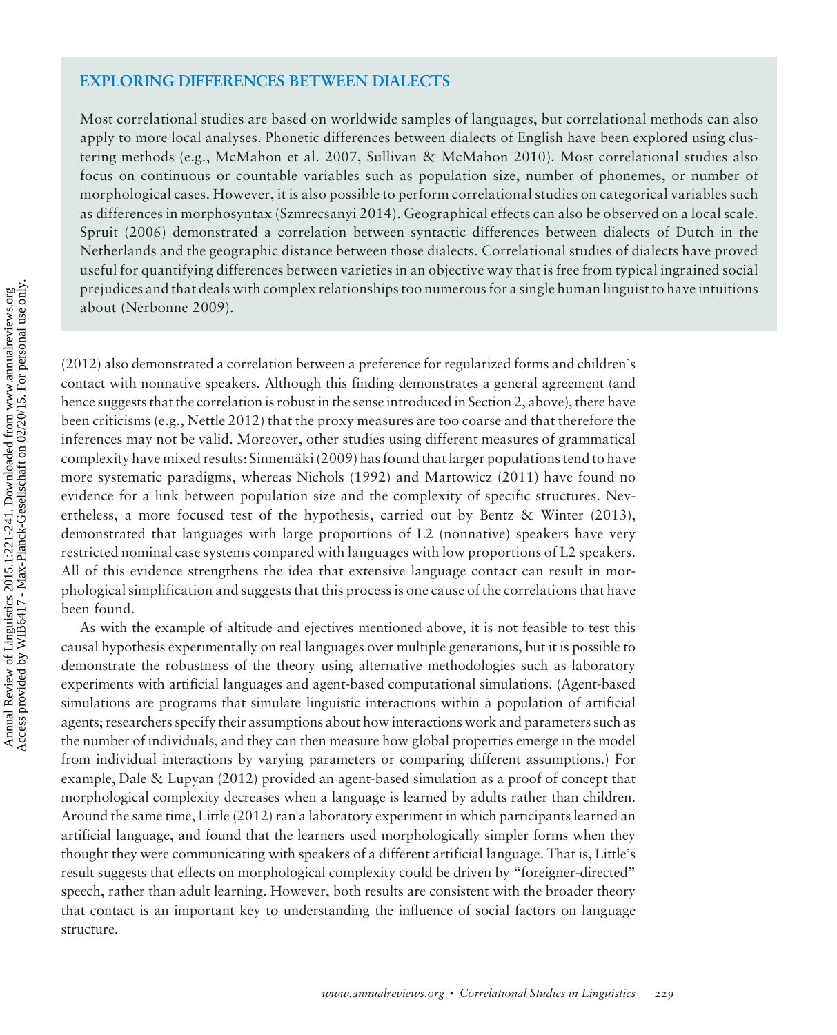## EXPLORING DIFFERENCES BETWEEN DIALECTS

Most correlational studies are based on worldwide samples of languages, but correlational methods can also apply to more local analyses. Phonetic differences between dialects of English have been explored using clustering methods (e.g., McMahon et al. 2007, Sullivan & McMahon 2010). Most correlational studies also focus on continuous or countable variables such as population size, number of phonemes, or number of morphological cases. However, it is also possible to perform correlational studies on categorical variables such as differences in morphosyntax (Szmrecsanyi 2014). Geographical effects can also be observed on a local scale. Spruit (2006) demonstrated a correlation between syntactic differences between dialects of Dutch in the Netherlands and the geographic distance between those dialects. Correlational studies of dialects have proved useful for quantifying differences between varieties in an objective way that is free from typical ingrained social prejudices and that deals with complex relationships too numerous for a single human linguist to have intuitions about (Nerbonne 2009).

(2012) also demonstrated a correlation between a preference for regularized forms and children's contact with nonnative speakers. Although this finding demonstrates a general agreement (and hence suggests that the correlation is robust in the sense introduced in Section 2, above), there have been criticisms (e.g., Nettle 2012) that the proxy measures are too coarse and that therefore the inferences may not be valid. Moreover, other studies using different measures of grammatical complexity have mixed results: Sinnemäki (2009) has found that larger populations tend to have more systematic paradigms, whereas Nichols (1992) and Martowicz (2011) have found no evidence for a link between population size and the complexity of specific structures. Nevertheless, a more focused test of the hypothesis, carried out by Bentz & Winter (2013), demonstrated that languages with large proportions of L2 (nonnative) speakers have very restricted nominal case systems compared with languages with low proportions of L2 speakers. All of this evidence strengthens the idea that extensive language contact can result in morphological simplification and suggests that this process is one cause of the correlations that have been found.

As with the example of altitude and ejectives mentioned above, it is not feasible to test this causal hypothesis experimentally on real languages over multiple generations, but it is possible to demonstrate the robustness of the theory using alternative methodologies such as laboratory experiments with artificial languages and agent-based computational simulations. (Agent-based simulations are programs that simulate linguistic interactions within a population of artificial agents; researchers specify their assumptions about how interactions work and parameters such as the number of individuals, and they can then measure how global properties emerge in the model from individual interactions by varying parameters or comparing different assumptions.) For example, Dale & Lupyan (2012) provided an agent-based simulation as a proof of concept that morphological complexity decreases when a language is learned by adults rather than children. Around the same time, Little (2012) ran a laboratory experiment in which participants learned an artificial language, and found that the learners used morphologically simpler forms when they thought they were communicating with speakers of a different artificial language. That is, Little's result suggests that effects on morphological complexity could be driven by "foreigner-directed" speech, rather than adult learning. However, both results are consistent with the broader theory that contact is an important key to understanding the influence of social factors on language structure.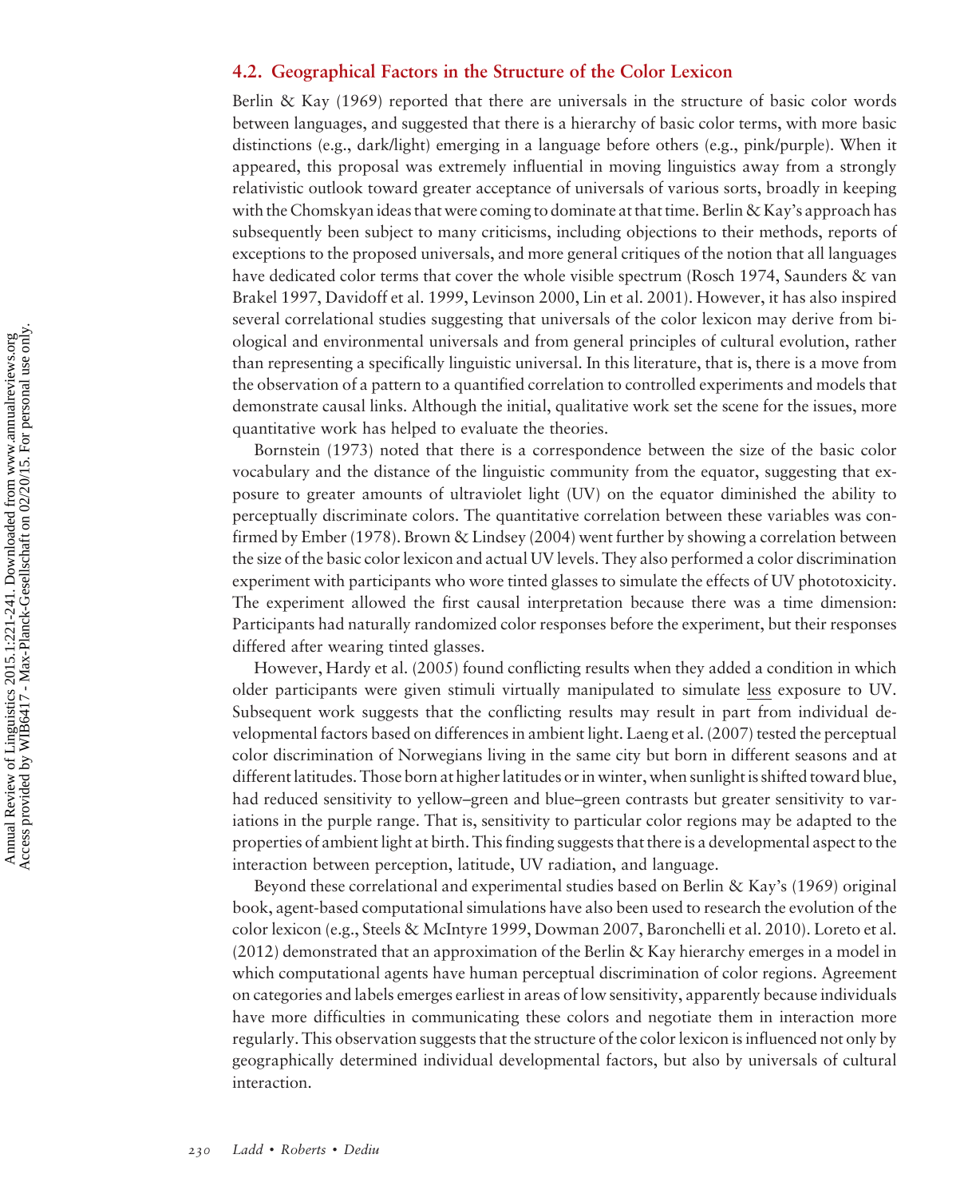### 4.2. Geographical Factors in the Structure of the Color Lexicon

Berlin & Kay (1969) reported that there are universals in the structure of basic color words between languages, and suggested that there is a hierarchy of basic color terms, with more basic distinctions (e.g., dark/light) emerging in a language before others (e.g., pink/purple). When it appeared, this proposal was extremely influential in moving linguistics away from a strongly relativistic outlook toward greater acceptance of universals of various sorts, broadly in keeping with the Chomskyan ideas that were coming to dominate at that time. Berlin & Kay's approach has subsequently been subject to many criticisms, including objections to their methods, reports of exceptions to the proposed universals, and more general critiques of the notion that all languages have dedicated color terms that cover the whole visible spectrum (Rosch 1974, Saunders & van Brakel 1997, Davidoff et al. 1999, Levinson 2000, Lin et al. 2001). However, it has also inspired several correlational studies suggesting that universals of the color lexicon may derive from biological and environmental universals and from general principles of cultural evolution, rather than representing a specifically linguistic universal. In this literature, that is, there is a move from the observation of a pattern to a quantified correlation to controlled experiments and models that demonstrate causal links. Although the initial, qualitative work set the scene for the issues, more quantitative work has helped to evaluate the theories.

Bornstein (1973) noted that there is a correspondence between the size of the basic color vocabulary and the distance of the linguistic community from the equator, suggesting that exposure to greater amounts of ultraviolet light (UV) on the equator diminished the ability to perceptually discriminate colors. The quantitative correlation between these variables was confirmed by Ember (1978). Brown & Lindsey (2004) went further by showing a correlation between the size of the basic color lexicon and actual UV levels. They also performed a color discrimination experiment with participants who wore tinted glasses to simulate the effects of UV phototoxicity. The experiment allowed the first causal interpretation because there was a time dimension: Participants had naturally randomized color responses before the experiment, but their responses differed after wearing tinted glasses.

However, Hardy et al. (2005) found conflicting results when they added a condition in which older participants were given stimuli virtually manipulated to simulate <u>less</u> exposure to UV. Subsequent work suggests that the conflicting results may result in part from individual developmental factors based on differences in ambient light. Laeng et al. (2007) tested the perceptual color discrimination of Norwegians living in the same city but born in different seasons and at different latitudes. Those born at higher latitudes or in winter, when sunlight is shifted toward blue, had reduced sensitivity to yellow–green and blue–green contrasts but greater sensitivity to variations in the purple range. That is, sensitivity to particular color regions may be adapted to the properties of ambient light at birth. This finding suggests that there is a developmental aspect to the interaction between perception, latitude, UV radiation, and language.

Beyond these correlational and experimental studies based on Berlin & Kay's (1969) original book, agent-based computational simulations have also been used to research the evolution of the color lexicon (e.g., Steels & McIntyre 1999, Dowman 2007, Baronchelli et al. 2010). Loreto et al. (2012) demonstrated that an approximation of the Berlin & Kay hierarchy emerges in a model in which computational agents have human perceptual discrimination of color regions. Agreement on categories and labels emerges earliest in areas of low sensitivity, apparently because individuals have more difficulties in communicating these colors and negotiate them in interaction more regularly. This observation suggests that the structure of the color lexicon is influenced not only by geographically determined individual developmental factors, but also by universals of cultural interaction.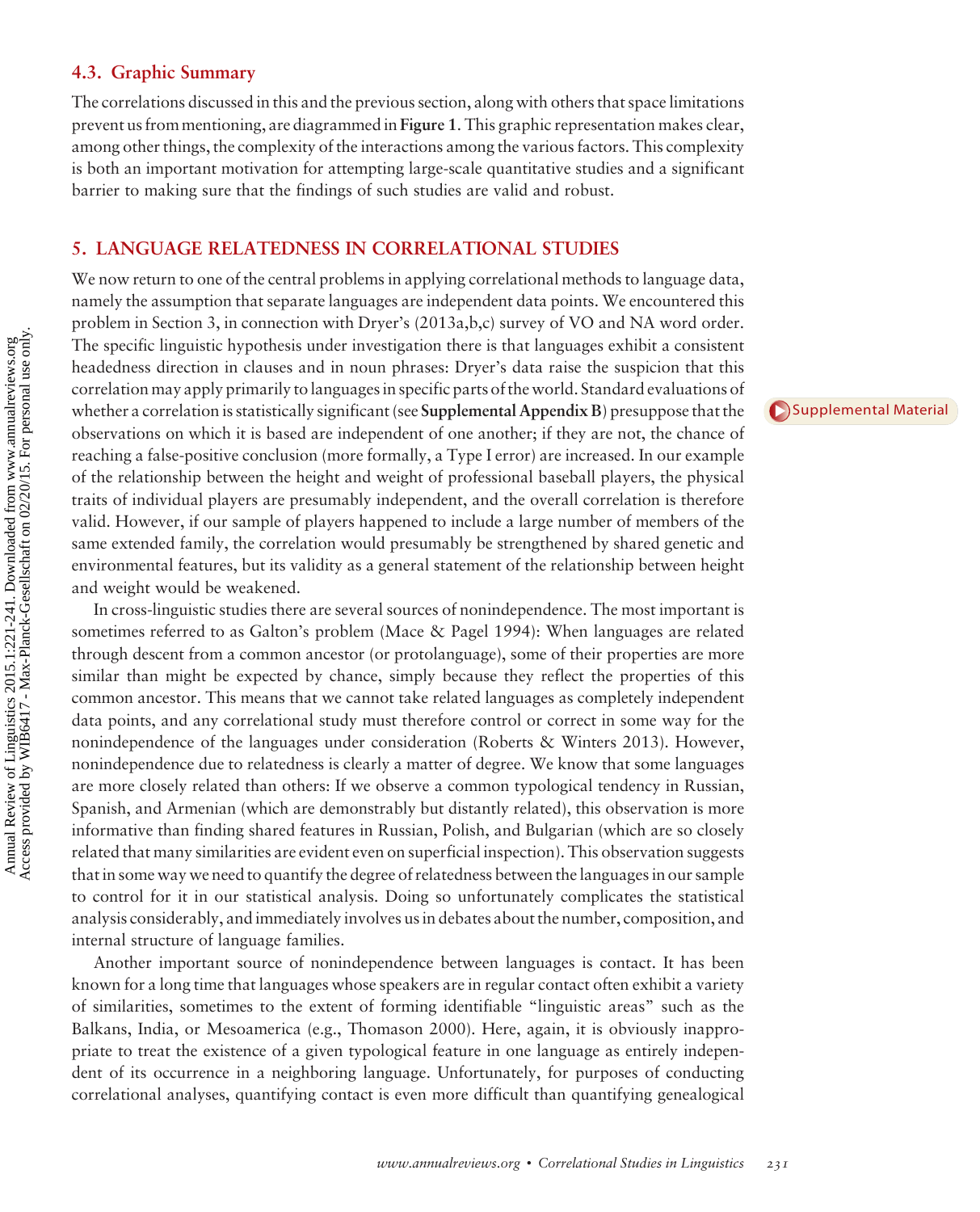### 4.3. Graphic Summary

The correlations discussed in this and the previous section, along with others that space limitations prevent us from mentioning, are diagrammed in **Figure 1**. This graphic representation makes clear, among other things, the complexity of the interactions among the various factors. This complexity is both an important motivation for attempting large-scale quantitative studies and a significant barrier to making sure that the findings of such studies are valid and robust.

## 5. LANGUAGE RELATEDNESS IN CORRELATIONAL STUDIES

We now return to one of the central problems in applying correlational methods to language data, namely the assumption that separate languages are independent data points. We encountered this problem in Section 3, in connection with Dryer's (2013a,b,c) survey of VO and NA word order. The specific linguistic hypothesis under investigation there is that languages exhibit a consistent headedness direction in clauses and in noun phrases: Dryer's data raise the suspicion that this correlation may apply primarily to languages in specific parts of the world. Standard evaluations of whether a correlation is statistically significant (see **Supplemental Appendix B**) presuppose that the observations on which it is based are independent of one another; if they are not, the chance of reaching a false-positive conclusion (more formally, a Type I error) are increased. In our example of the relationship between the height and weight of professional baseball players, the physical traits of individual players are presumably independent, and the overall correlation is therefore valid. However, if our sample of players happened to include a large number of members of the same extended family, the correlation would presumably be strengthened by shared genetic and environmental features, but its validity as a general statement of the relationship between height and weight would be weakened.

In cross-linguistic studies there are several sources of nonindependence. The most important is sometimes referred to as Galton's problem (Mace & Pagel 1994): When languages are related through descent from a common ancestor (or protolanguage), some of their properties are more similar than might be expected by chance, simply because they reflect the properties of this common ancestor. This means that we cannot take related languages as completely independent data points, and any correlational study must therefore control or correct in some way for the nonindependence of the languages under consideration (Roberts & Winters 2013). However, nonindependence due to relatedness is clearly a matter of degree. We know that some languages are more closely related than others: If we observe a common typological tendency in Russian, Spanish, and Armenian (which are demonstrably but distantly related), this observation is more informative than finding shared features in Russian, Polish, and Bulgarian (which are so closely related that many similarities are evident even on superficial inspection). This observation suggests that in some way we need to quantify the degree of relatedness between the languages in our sample to control for it in our statistical analysis. Doing so unfortunately complicates the statistical analysis considerably, and immediately involves us in debates about the number, composition, and internal structure of language families.

Another important source of nonindependence between languages is contact. It has been known for a long time that languages whose speakers are in regular contact often exhibit a variety of similarities, sometimes to the extent of forming identifiable "linguistic areas" such as the Balkans, India, or Mesoamerica (e.g., Thomason 2000). Here, again, it is obviously inappropriate to treat the existence of a given typological feature in one language as entirely independent of its occurrence in a neighboring language. Unfortunately, for purposes of conducting correlational analyses, quantifying contact is even more difficult than quantifying genealogical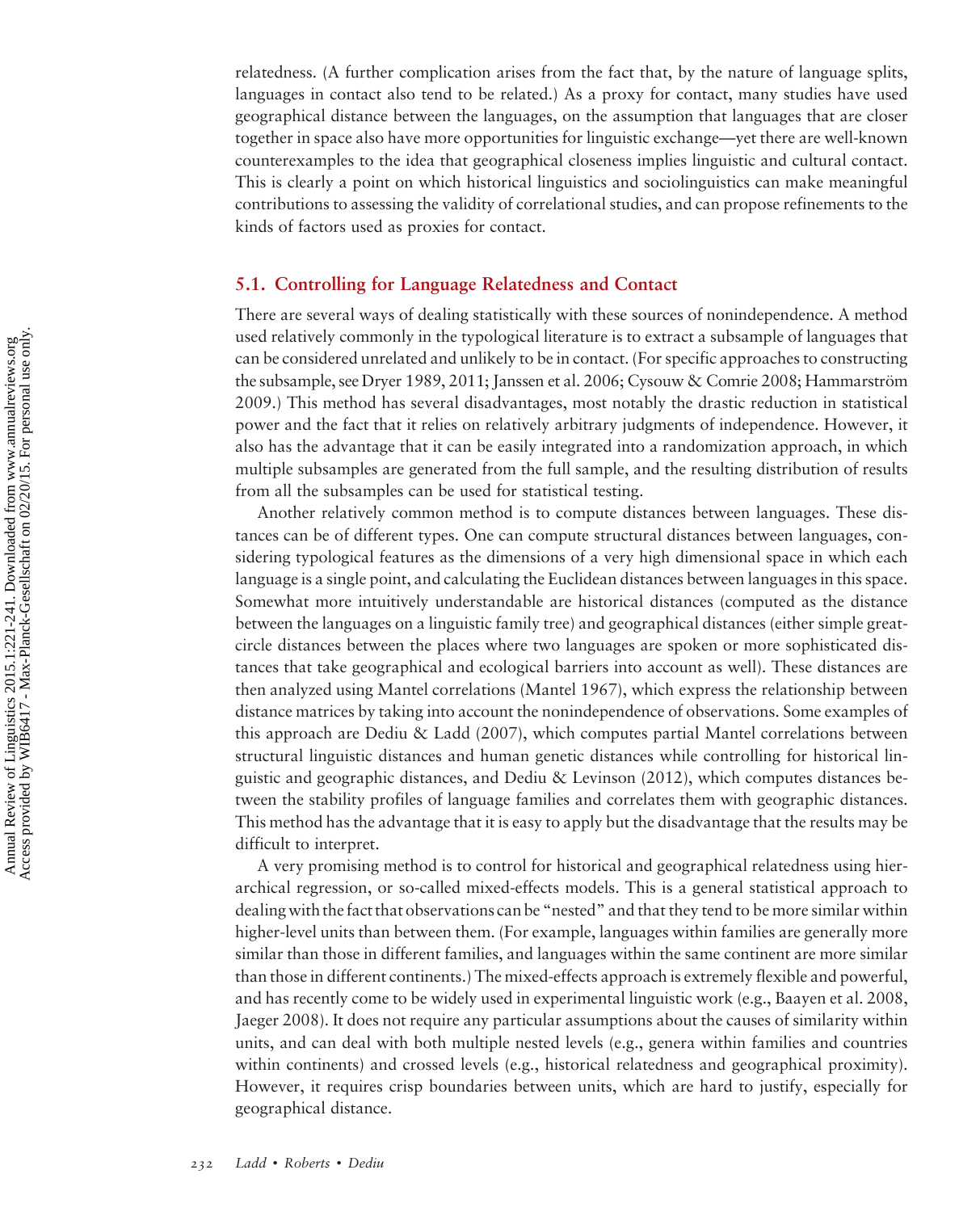relatedness. (A further complication arises from the fact that, by the nature of language splits, languages in contact also tend to be related.) As a proxy for contact, many studies have used geographical distance between the languages, on the assumption that languages that are closer together in space also have more opportunities for linguistic exchange—yet there are well-known counterexamples to the idea that geographical closeness implies linguistic and cultural contact. This is clearly a point on which historical linguistics and sociolinguistics can make meaningful contributions to assessing the validity of correlational studies, and can propose refinements to the kinds of factors used as proxies for contact.

## 5.1. Controlling for Language Relatedness and Contact

There are several ways of dealing statistically with these sources of nonindependence. A method used relatively commonly in the typological literature is to extract a subsample of languages that can be considered unrelated and unlikely to be in contact. (For specific approaches to constructing the subsample, see Dryer 1989, 2011; Janssen et al. 2006; Cysouw & Comrie 2008; Hammarström 2009.) This method has several disadvantages, most notably the drastic reduction in statistical power and the fact that it relies on relatively arbitrary judgments of independence. However, it also has the advantage that it can be easily integrated into a randomization approach, in which multiple subsamples are generated from the full sample, and the resulting distribution of results from all the subsamples can be used for statistical testing.

Another relatively common method is to compute distances between languages. These distances can be of different types. One can compute structural distances between languages, considering typological features as the dimensions of a very high dimensional space in which each language is a single point, and calculating the Euclidean distances between languages in this space. Somewhat more intuitively understandable are historical distances (computed as the distance between the languages on a linguistic family tree) and geographical distances (either simple great-circle distances between the places where two languages are spoken or more sophisticated distances that take geographical and ecological barriers into account as well). These distances are then analyzed using Mantel correlations (Mantel 1967), which express the relationship between distance matrices by taking into account the nonindependence of observations. Some examples of this approach are Dediu & Ladd (2007), which computes partial Mantel correlations between structural linguistic distances and human genetic distances while controlling for historical linguistic and geographic distances, and Dediu & Levinson (2012), which computes distances between the stability profiles of language families and correlates them with geographic distances. This method has the advantage that it is easy to apply but the disadvantage that the results may be difficult to interpret.

A very promising method is to control for historical and geographical relatedness using hierarchical regression, or so-called mixed-effects models. This is a general statistical approach to dealing with the fact that observations can be "nested" and that they tend to be more similar within higher-level units than between them. (For example, languages within families are generally more similar than those in different families, and languages within the same continent are more similar than those in different continents.) The mixed-effects approach is extremely flexible and powerful, and has recently come to be widely used in experimental linguistic work (e.g., Baayen et al. 2008, Jaeger 2008). It does not require any particular assumptions about the causes of similarity within units, and can deal with both multiple nested levels (e.g., genera within families and countries within continents) and crossed levels (e.g., historical relatedness and geographical proximity). However, it requires crisp boundaries between units, which are hard to justify, especially for geographical distance.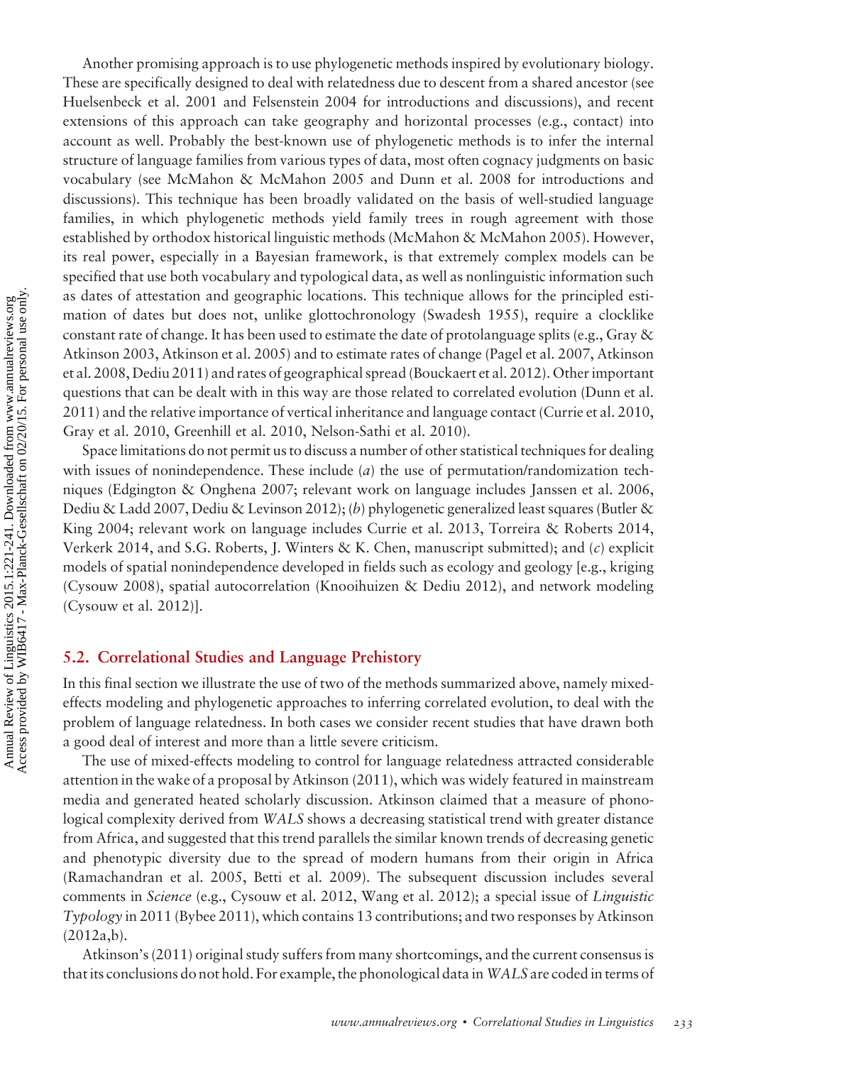Another promising approach is to use phylogenetic methods inspired by evolutionary biology. These are specifically designed to deal with relatedness due to descent from a shared ancestor (see Huelsenbeck et al. 2001 and Felsenstein 2004 for introductions and discussions), and recent extensions of this approach can take geography and horizontal processes (e.g., contact) into account as well. Probably the best-known use of phylogenetic methods is to infer the internal structure of language families from various types of data, most often cognacy judgments on basic vocabulary (see McMahon & McMahon 2005 and Dunn et al. 2008 for introductions and discussions). This technique has been broadly validated on the basis of well-studied language families, in which phylogenetic methods yield family trees in rough agreement with those established by orthodox historical linguistic methods (McMahon & McMahon 2005). However, its real power, especially in a Bayesian framework, is that extremely complex models can be specified that use both vocabulary and typological data, as well as nonlinguistic information such as dates of attestation and geographic locations. This technique allows for the principled estimation of dates but does not, unlike glottochronology (Swadesh 1955), require a clocklike constant rate of change. It has been used to estimate the date of protolanguage splits (e.g., Gray & Atkinson 2003, Atkinson et al. 2005) and to estimate rates of change (Pagel et al. 2007, Atkinson et al. 2008, Dediu 2011) and rates of geographical spread (Bouckaert et al. 2012). Other important questions that can be dealt with in this way are those related to correlated evolution (Dunn et al. 2011) and the relative importance of vertical inheritance and language contact (Currie et al. 2010, Gray et al. 2010, Greenhill et al. 2010, Nelson-Sathi et al. 2010).

Space limitations do not permit us to discuss a number of other statistical techniques for dealing with issues of nonindependence. These include (*a*) the use of permutation/randomization techniques (Edgington & Onghena 2007; relevant work on language includes Janssen et al. 2006, Dediu & Ladd 2007, Dediu & Levinson 2012); (*b*) phylogenetic generalized least squares (Butler & King 2004; relevant work on language includes Currie et al. 2013, Torreira & Roberts 2014, Verkerk 2014, and S.G. Roberts, J. Winters & K. Chen, manuscript submitted); and (*c*) explicit models of spatial nonindependence developed in fields such as ecology and geology [e.g., kriging (Cysouw 2008), spatial autocorrelation (Knooihuizen & Dediu 2012), and network modeling (Cysouw et al. 2012)].

## 5.2. Correlational Studies and Language Prehistory

In this final section we illustrate the use of two of the methods summarized above, namely mixed-effects modeling and phylogenetic approaches to inferring correlated evolution, to deal with the problem of language relatedness. In both cases we consider recent studies that have drawn both a good deal of interest and more than a little severe criticism.

The use of mixed-effects modeling to control for language relatedness attracted considerable attention in the wake of a proposal by Atkinson (2011), which was widely featured in mainstream media and generated heated scholarly discussion. Atkinson claimed that a measure of phonological complexity derived from *WALS* shows a decreasing statistical trend with greater distance from Africa, and suggested that this trend parallels the similar known trends of decreasing genetic and phenotypic diversity due to the spread of modern humans from their origin in Africa (Ramachandran et al. 2005, Betti et al. 2009). The subsequent discussion includes several comments in *Science* (e.g., Cysouw et al. 2012, Wang et al. 2012); a special issue of *Linguistic Typology* in 2011 (Bybee 2011), which contains 13 contributions; and two responses by Atkinson (2012a,b).

Atkinson's (2011) original study suffers from many shortcomings, and the current consensus is that its conclusions do not hold. For example, the phonological data in *WALS* are coded in terms of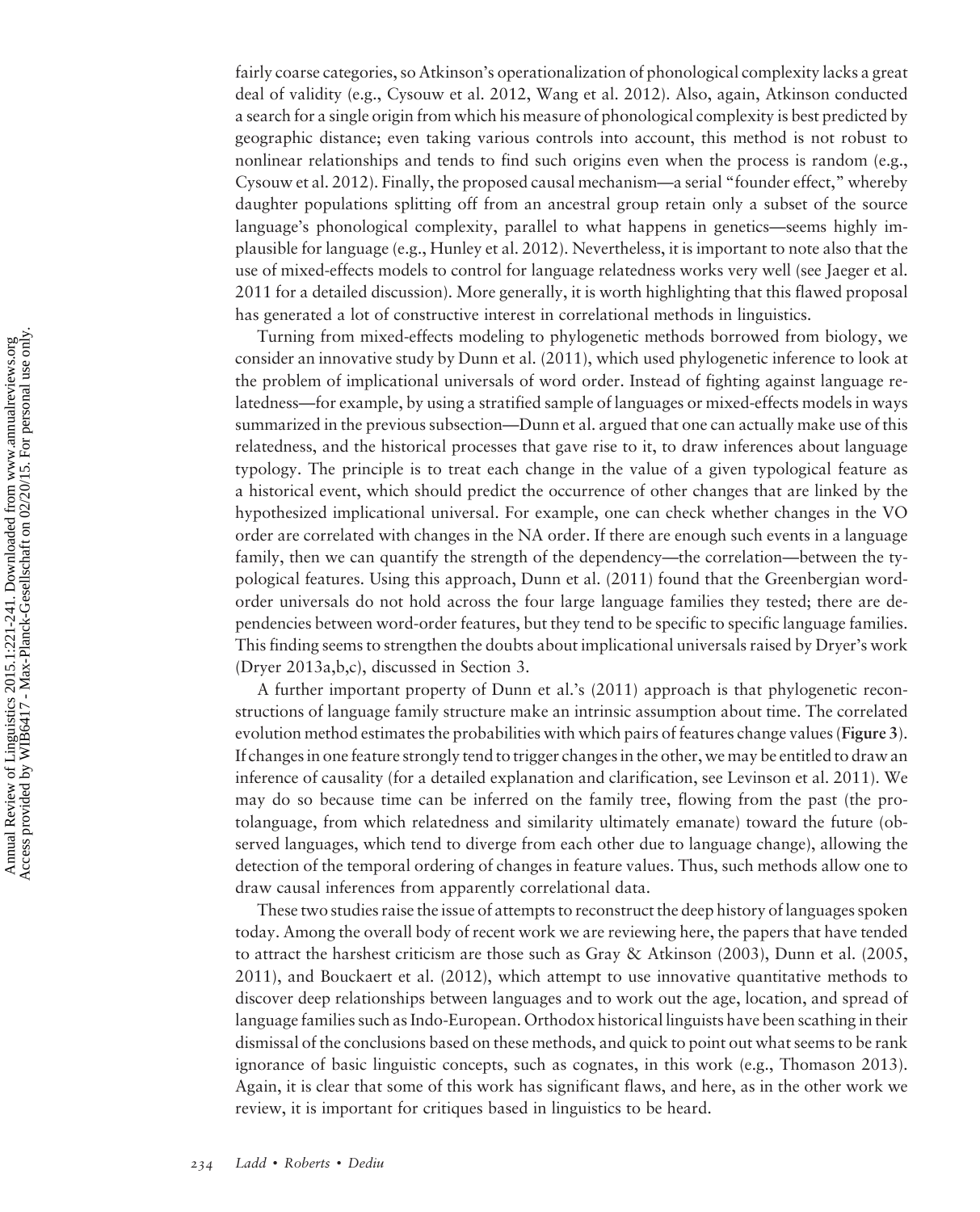fairly coarse categories, so Atkinson's operationalization of phonological complexity lacks a great deal of validity (e.g., Cysouw et al. 2012, Wang et al. 2012). Also, again, Atkinson conducted a search for a single origin from which his measure of phonological complexity is best predicted by geographic distance; even taking various controls into account, this method is not robust to nonlinear relationships and tends to find such origins even when the process is random (e.g., Cysouw et al. 2012). Finally, the proposed causal mechanism—a serial "founder effect," whereby daughter populations splitting off from an ancestral group retain only a subset of the source language's phonological complexity, parallel to what happens in genetics—seems highly implausible for language (e.g., Hunley et al. 2012). Nevertheless, it is important to note also that the use of mixed-effects models to control for language relatedness works very well (see Jaeger et al. 2011 for a detailed discussion). More generally, it is worth highlighting that this flawed proposal has generated a lot of constructive interest in correlational methods in linguistics.

Turning from mixed-effects modeling to phylogenetic methods borrowed from biology, we consider an innovative study by Dunn et al. (2011), which used phylogenetic inference to look at the problem of implicational universals of word order. Instead of fighting against language relatedness—for example, by using a stratified sample of languages or mixed-effects models in ways summarized in the previous subsection—Dunn et al. argued that one can actually make use of this relatedness, and the historical processes that gave rise to it, to draw inferences about language typology. The principle is to treat each change in the value of a given typological feature as a historical event, which should predict the occurrence of other changes that are linked by the hypothesized implicational universal. For example, one can check whether changes in the VO order are correlated with changes in the NA order. If there are enough such events in a language family, then we can quantify the strength of the dependency—the correlation—between the typological features. Using this approach, Dunn et al. (2011) found that the Greenbergian word-order universals do not hold across the four large language families they tested; there are dependencies between word-order features, but they tend to be specific to specific language families. This finding seems to strengthen the doubts about implicational universals raised by Dryer's work (Dryer 2013a,b,c), discussed in Section 3.

A further important property of Dunn et al.'s (2011) approach is that phylogenetic reconstructions of language family structure make an intrinsic assumption about time. The correlated evolution method estimates the probabilities with which pairs of features change values (**Figure 3**). If changes in one feature strongly tend to trigger changes in the other, we may be entitled to draw an inference of causality (for a detailed explanation and clarification, see Levinson et al. 2011). We may do so because time can be inferred on the family tree, flowing from the past (the protolanguage, from which relatedness and similarity ultimately emanate) toward the future (observed languages, which tend to diverge from each other due to language change), allowing the detection of the temporal ordering of changes in feature values. Thus, such methods allow one to draw causal inferences from apparently correlational data.

These two studies raise the issue of attempts to reconstruct the deep history of languages spoken today. Among the overall body of recent work we are reviewing here, the papers that have tended to attract the harshest criticism are those such as Gray & Atkinson (2003), Dunn et al. (2005, 2011), and Bouckaert et al. (2012), which attempt to use innovative quantitative methods to discover deep relationships between languages and to work out the age, location, and spread of language families such as Indo-European. Orthodox historical linguists have been scathing in their dismissal of the conclusions based on these methods, and quick to point out what seems to be rank ignorance of basic linguistic concepts, such as cognates, in this work (e.g., Thomason 2013). Again, it is clear that some of this work has significant flaws, and here, as in the other work we review, it is important for critiques based in linguistics to be heard.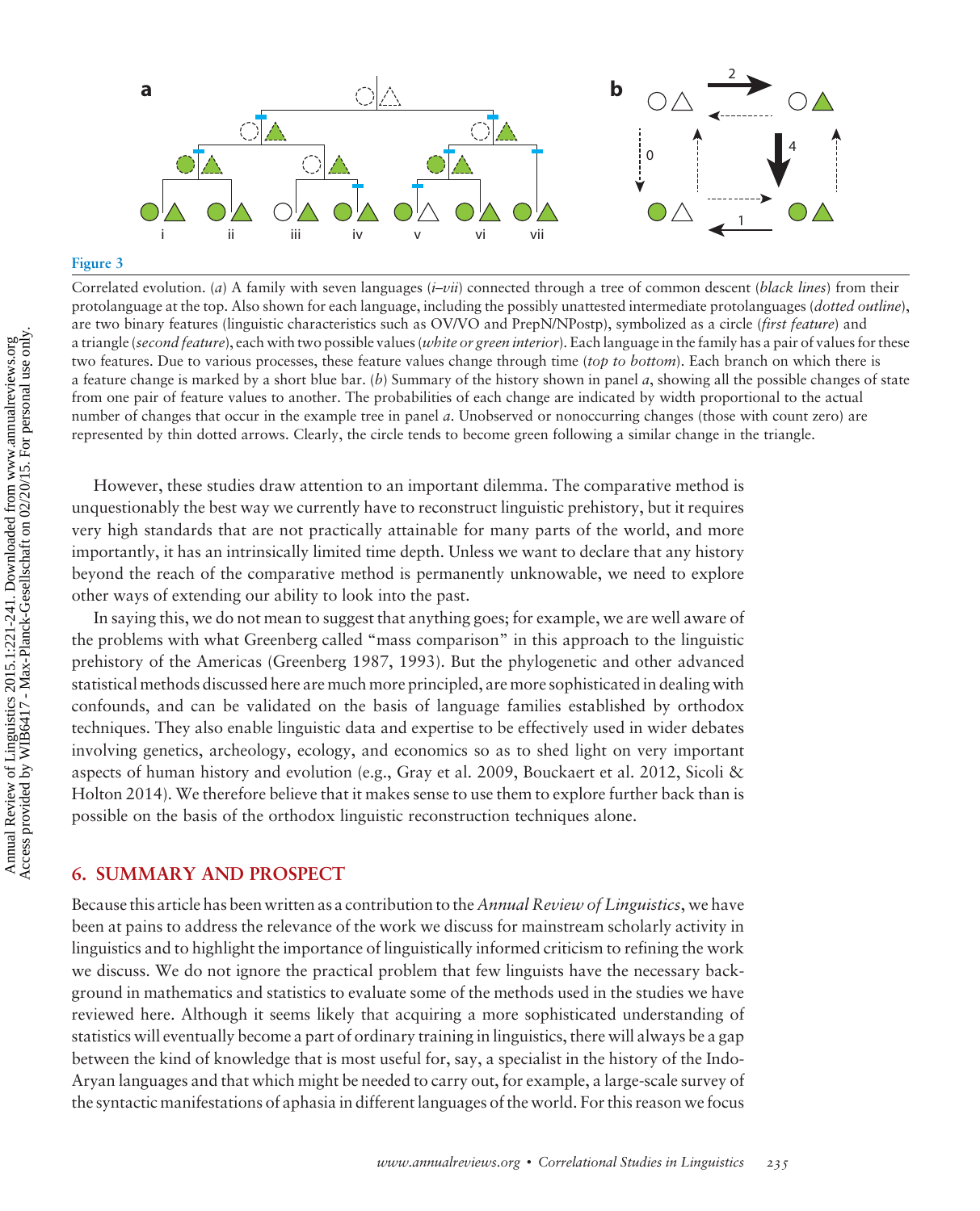**Figure 3**

Correlated evolution. (*a*) A family with seven languages (*i*–*vii*) connected through a tree of common descent (*black lines*) from their protolanguage at the top. Also shown for each language, including the possibly unattested intermediate protolanguages (*dotted outline*), are two binary features (linguistic characteristics such as OV/VO and PrepN/NPostp), symbolized as a circle (*first feature*) and a triangle (*second feature*), each with two possible values (*white or green interior*). Each language in the family has a pair of values for these two features. Due to various processes, these feature values change through time (*top to bottom*). Each branch on which there is a feature change is marked by a short blue bar. (*b*) Summary of the history shown in panel *a*, showing all the possible changes of state from one pair of feature values to another. The probabilities of each change are indicated by width proportional to the actual number of changes that occur in the example tree in panel *a*. Unobserved or nonoccurring changes (those with count zero) are represented by thin dotted arrows. Clearly, the circle tends to become green following a similar change in the triangle.

However, these studies draw attention to an important dilemma. The comparative method is unquestionably the best way we currently have to reconstruct linguistic prehistory, but it requires very high standards that are not practically attainable for many parts of the world, and more importantly, it has an intrinsically limited time depth. Unless we want to declare that any history beyond the reach of the comparative method is permanently unknowable, we need to explore other ways of extending our ability to look into the past.

In saying this, we do not mean to suggest that anything goes; for example, we are well aware of the problems with what Greenberg called "mass comparison" in this approach to the linguistic prehistory of the Americas (Greenberg 1987, 1993). But the phylogenetic and other advanced statistical methods discussed here are much more principled, are more sophisticated in dealing with confounds, and can be validated on the basis of language families established by orthodox techniques. They also enable linguistic data and expertise to be effectively used in wider debates involving genetics, archeology, ecology, and economics so as to shed light on very important aspects of human history and evolution (e.g., Gray et al. 2009, Bouckaert et al. 2012, Sicoli & Holton 2014). We therefore believe that it makes sense to use them to explore further back than is possible on the basis of the orthodox linguistic reconstruction techniques alone.

## 6. SUMMARY AND PROSPECT

Because this article has been written as a contribution to the *Annual Review of Linguistics*, we have been at pains to address the relevance of the work we discuss for mainstream scholarly activity in linguistics and to highlight the importance of linguistically informed criticism to refining the work we discuss. We do not ignore the practical problem that few linguists have the necessary background in mathematics and statistics to evaluate some of the methods used in the studies we have reviewed here. Although it seems likely that acquiring a more sophisticated understanding of statistics will eventually become a part of ordinary training in linguistics, there will always be a gap between the kind of knowledge that is most useful for, say, a specialist in the history of the Indo-Aryan languages and that which might be needed to carry out, for example, a large-scale survey of the syntactic manifestations of aphasia in different languages of the world. For this reason we focus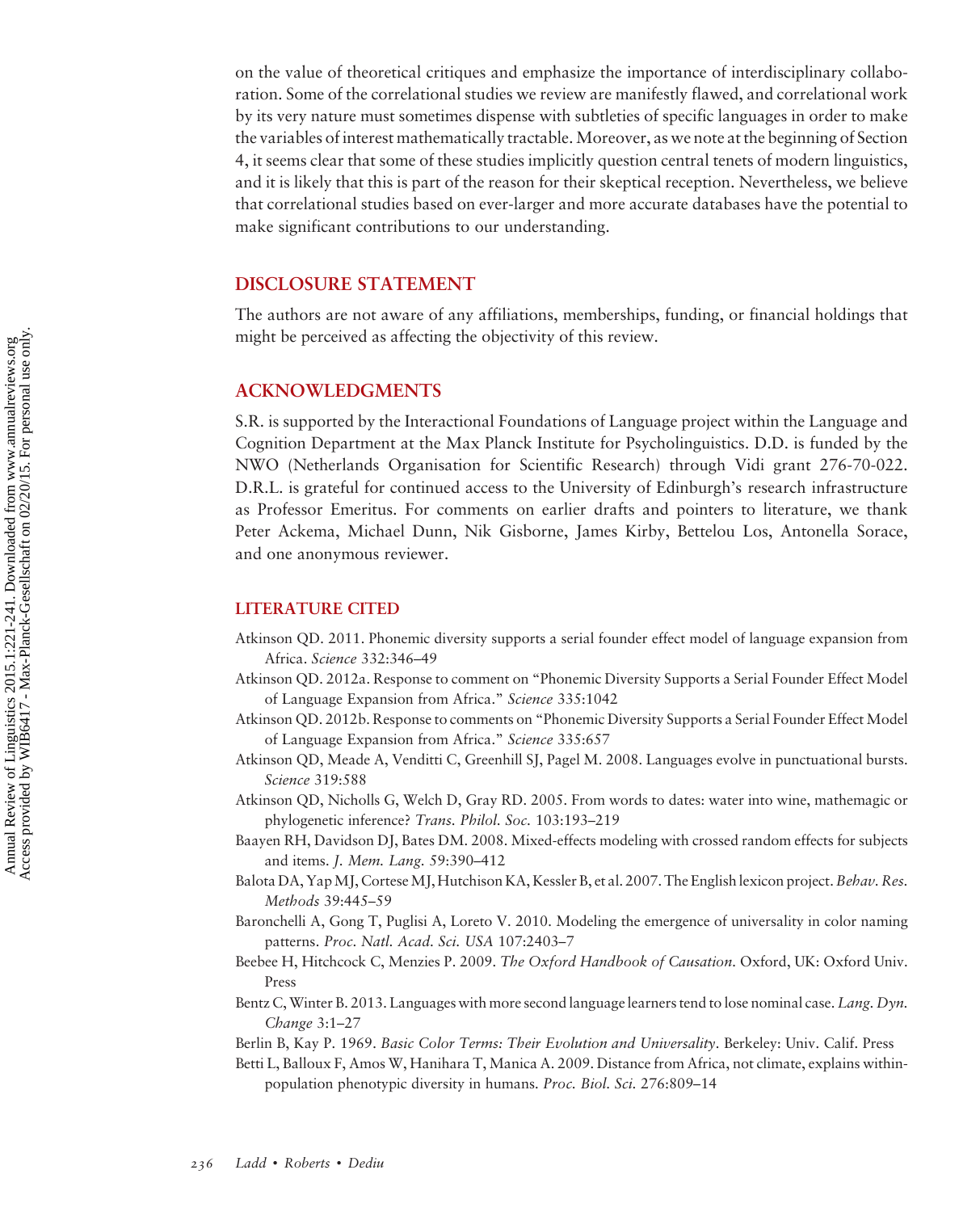on the value of theoretical critiques and emphasize the importance of interdisciplinary collaboration. Some of the correlational studies we review are manifestly flawed, and correlational work by its very nature must sometimes dispense with subtleties of specific languages in order to make the variables of interest mathematically tractable. Moreover, as we note at the beginning of Section 4, it seems clear that some of these studies implicitly question central tenets of modern linguistics, and it is likely that this is part of the reason for their skeptical reception. Nevertheless, we believe that correlational studies based on ever-larger and more accurate databases have the potential to make significant contributions to our understanding.

## DISCLOSURE STATEMENT

The authors are not aware of any affiliations, memberships, funding, or financial holdings that might be perceived as affecting the objectivity of this review.

## ACKNOWLEDGMENTS

S.R. is supported by the Interactional Foundations of Language project within the Language and Cognition Department at the Max Planck Institute for Psycholinguistics. D.D. is funded by the NWO (Netherlands Organisation for Scientific Research) through Vidi grant 276-70-022. D.R.L. is grateful for continued access to the University of Edinburgh's research infrastructure as Professor Emeritus. For comments on earlier drafts and pointers to literature, we thank Peter Ackema, Michael Dunn, Nik Gisborne, James Kirby, Bettelou Los, Antonella Sorace, and one anonymous reviewer.

## LITERATURE CITED

Atkinson QD. 2011. Phonemic diversity supports a serial founder effect model of language expansion from Africa. *Science* 332:346–49

Atkinson QD. 2012a. Response to comment on "Phonemic Diversity Supports a Serial Founder Effect Model of Language Expansion from Africa." *Science* 335:1042

Atkinson QD. 2012b. Response to comments on "Phonemic Diversity Supports a Serial Founder Effect Model of Language Expansion from Africa." *Science* 335:657

Atkinson QD, Meade A, Venditti C, Greenhill SJ, Pagel M. 2008. Languages evolve in punctuational bursts. *Science* 319:588

Atkinson QD, Nicholls G, Welch D, Gray RD. 2005. From words to dates: water into wine, mathemagic or phylogenetic inference? *Trans. Philol. Soc.* 103:193–219

Baayen RH, Davidson DJ, Bates DM. 2008. Mixed-effects modeling with crossed random effects for subjects and items. *J. Mem. Lang.* 59:390–412

Balota DA, Yap MJ, Cortese MJ, Hutchison KA, Kessler B, et al. 2007. The English lexicon project. *Behav. Res. Methods* 39:445–59

Baronchelli A, Gong T, Puglisi A, Loreto V. 2010. Modeling the emergence of universality in color naming patterns. *Proc. Natl. Acad. Sci. USA* 107:2403–7

Beebee H, Hitchcock C, Menzies P. 2009. *The Oxford Handbook of Causation*. Oxford, UK: Oxford Univ. Press

Bentz C, Winter B. 2013. Languages with more second language learners tend to lose nominal case. *Lang. Dyn. Change* 3:1–27

Berlin B, Kay P. 1969. *Basic Color Terms: Their Evolution and Universality*. Berkeley: Univ. Calif. Press

Betti L, Balloux F, Amos W, Hanihara T, Manica A. 2009. Distance from Africa, not climate, explains within-population phenotypic diversity in humans. *Proc. Biol. Sci.* 276:809–14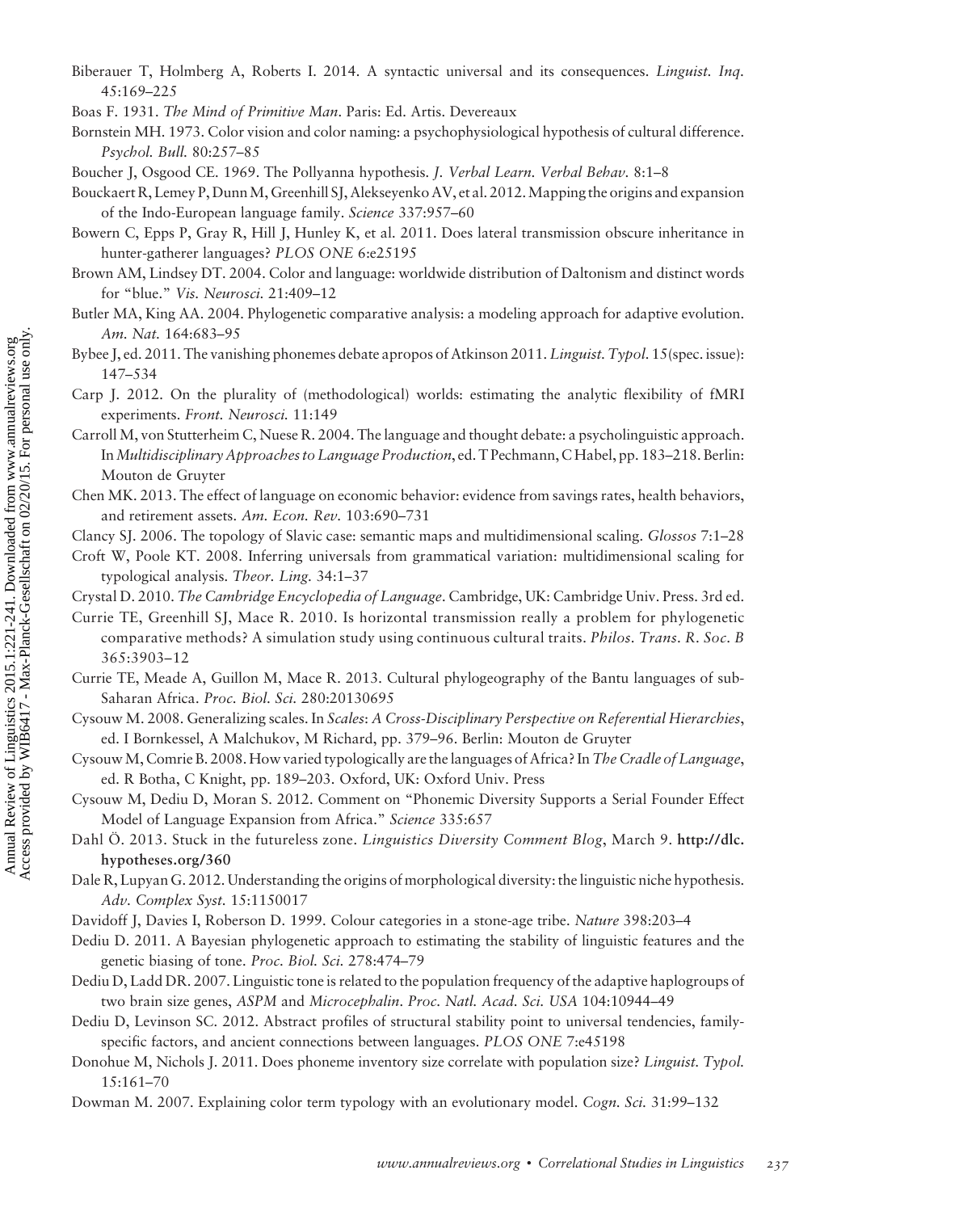Biberauer T, Holmberg A, Roberts I. 2014. A syntactic universal and its consequences. *Linguist. Inq.* 45:169–225

Boas F. 1931. *The Mind of Primitive Man*. Paris: Ed. Artis. Devereaux

Bornstein MH. 1973. Color vision and color naming: a psychophysiological hypothesis of cultural difference. *Psychol. Bull.* 80:257–85

Boucher J, Osgood CE. 1969. The Pollyanna hypothesis. *J. Verbal Learn. Verbal Behav.* 8:1–8

Bouckaert R, Lemey P, Dunn M, Greenhill SJ, Alekseyenko AV, et al. 2012. Mapping the origins and expansion of the Indo-European language family. *Science* 337:957–60

Bowern C, Epps P, Gray R, Hill J, Hunley K, et al. 2011. Does lateral transmission obscure inheritance in hunter-gatherer languages? *PLOS ONE* 6:e25195

Brown AM, Lindsey DT. 2004. Color and language: worldwide distribution of Daltonism and distinct words for "blue." *Vis. Neurosci.* 21:409–12

Butler MA, King AA. 2004. Phylogenetic comparative analysis: a modeling approach for adaptive evolution. *Am. Nat.* 164:683–95

Bybee J, ed. 2011. The vanishing phonemes debate apropos of Atkinson 2011. *Linguist. Typol.* 15(spec. issue): 147–534

Carp J. 2012. On the plurality of (methodological) worlds: estimating the analytic flexibility of fMRI experiments. *Front. Neurosci.* 11:149

Carroll M, von Stutterheim C, Nuese R. 2004. The language and thought debate: a psycholinguistic approach. In *Multidisciplinary Approaches to Language Production*, ed. T Pechmann, C Habel, pp. 183–218. Berlin: Mouton de Gruyter

Chen MK. 2013. The effect of language on economic behavior: evidence from savings rates, health behaviors, and retirement assets. *Am. Econ. Rev.* 103:690–731

Clancy SJ. 2006. The topology of Slavic case: semantic maps and multidimensional scaling. *Glossos* 7:1–28

Croft W, Poole KT. 2008. Inferring universals from grammatical variation: multidimensional scaling for typological analysis. *Theor. Ling.* 34:1–37

Crystal D. 2010. *The Cambridge Encyclopedia of Language*. Cambridge, UK: Cambridge Univ. Press. 3rd ed.

Currie TE, Greenhill SJ, Mace R. 2010. Is horizontal transmission really a problem for phylogenetic comparative methods? A simulation study using continuous cultural traits. *Philos. Trans. R. Soc. B* 365:3903–12

Currie TE, Meade A, Guillon M, Mace R. 2013. Cultural phylogeography of the Bantu languages of sub-Saharan Africa. *Proc. Biol. Sci.* 280:20130695

Cysouw M. 2008. Generalizing scales. In *Scales: A Cross-Disciplinary Perspective on Referential Hierarchies*, ed. I Bornkessel, A Malchukov, M Richard, pp. 379–96. Berlin: Mouton de Gruyter

Cysouw M, Comrie B. 2008. How varied typologically are the languages of Africa? In *The Cradle of Language*, ed. R Botha, C Knight, pp. 189–203. Oxford, UK: Oxford Univ. Press

Cysouw M, Dediu D, Moran S. 2012. Comment on "Phonemic Diversity Supports a Serial Founder Effect Model of Language Expansion from Africa." *Science* 335:657

Dahl Ö. 2013. Stuck in the futureless zone. *Linguistics Diversity Comment Blog*, March 9. **http://dlc.hypotheses.org/360**

Dale R, Lupyan G. 2012. Understanding the origins of morphological diversity: the linguistic niche hypothesis. *Adv. Complex Syst.* 15:1150017

Davidoff J, Davies I, Roberson D. 1999. Colour categories in a stone-age tribe. *Nature* 398:203–4

Dediu D. 2011. A Bayesian phylogenetic approach to estimating the stability of linguistic features and the genetic biasing of tone. *Proc. Biol. Sci.* 278:474–79

Dediu D, Ladd DR. 2007. Linguistic tone is related to the population frequency of the adaptive haplogroups of two brain size genes, *ASPM* and *Microcephalin*. *Proc. Natl. Acad. Sci. USA* 104:10944–49

Dediu D, Levinson SC. 2012. Abstract profiles of structural stability point to universal tendencies, family-specific factors, and ancient connections between languages. *PLOS ONE* 7:e45198

Donohue M, Nichols J. 2011. Does phoneme inventory size correlate with population size? *Linguist. Typol.* 15:161–70

Dowman M. 2007. Explaining color term typology with an evolutionary model. *Cogn. Sci.* 31:99–132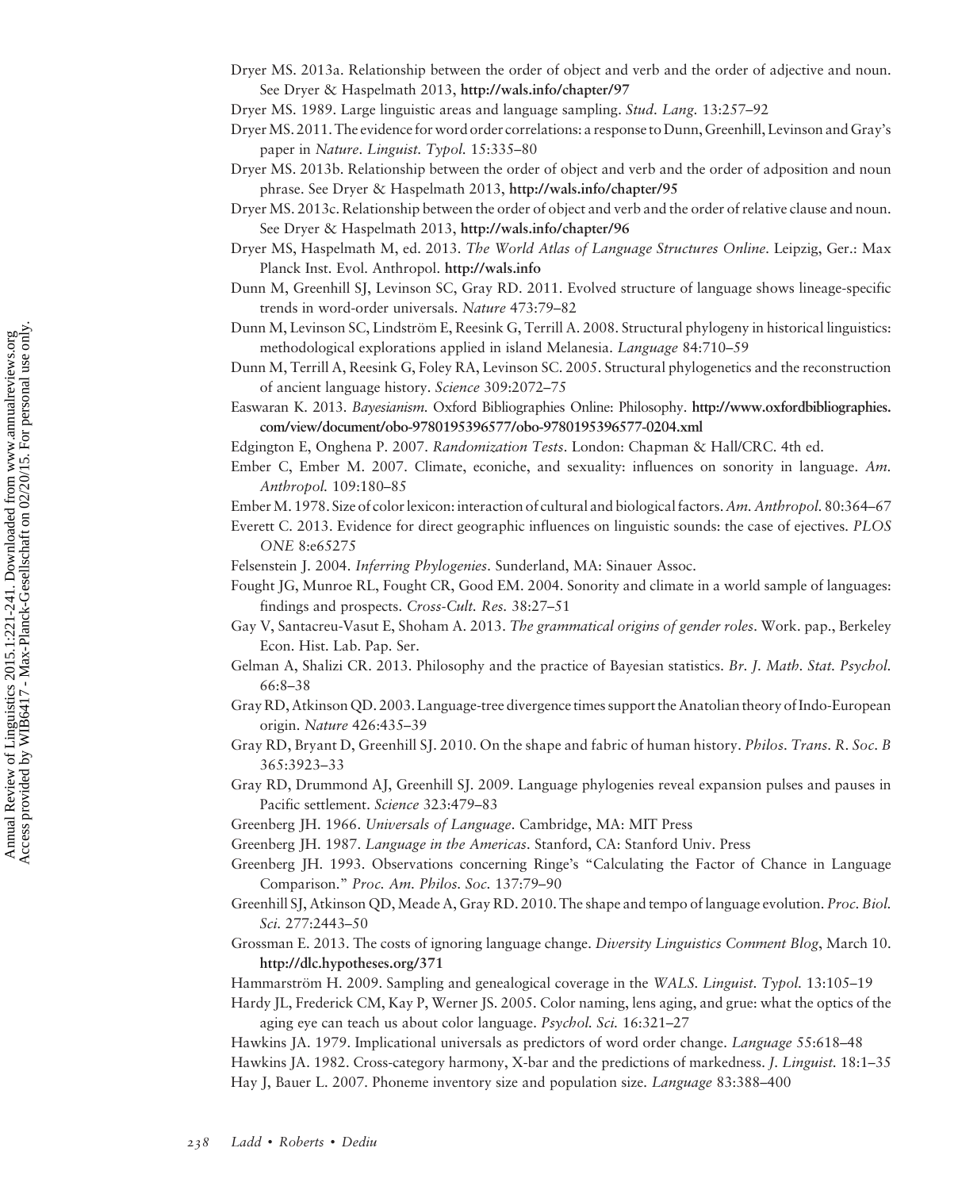Dryer MS. 2013a. Relationship between the order of object and verb and the order of adjective and noun. See Dryer & Haspelmath 2013, **http://wals.info/chapter/97**

Dryer MS. 1989. Large linguistic areas and language sampling. *Stud. Lang.* 13:257–92

Dryer MS. 2011. The evidence for word order correlations: a response to Dunn, Greenhill, Levinson and Gray's paper in *Nature*. *Linguist. Typol.* 15:335–80

Dryer MS. 2013b. Relationship between the order of object and verb and the order of adposition and noun phrase. See Dryer & Haspelmath 2013, **http://wals.info/chapter/95**

Dryer MS. 2013c. Relationship between the order of object and verb and the order of relative clause and noun. See Dryer & Haspelmath 2013, **http://wals.info/chapter/96**

Dryer MS, Haspelmath M, ed. 2013. *The World Atlas of Language Structures Online*. Leipzig, Ger.: Max Planck Inst. Evol. Anthropol. **http://wals.info**

Dunn M, Greenhill SJ, Levinson SC, Gray RD. 2011. Evolved structure of language shows lineage-specific trends in word-order universals. *Nature* 473:79–82

Dunn M, Levinson SC, Lindström E, Reesink G, Terrill A. 2008. Structural phylogeny in historical linguistics: methodological explorations applied in island Melanesia. *Language* 84:710–59

Dunn M, Terrill A, Reesink G, Foley RA, Levinson SC. 2005. Structural phylogenetics and the reconstruction of ancient language history. *Science* 309:2072–75

Easwaran K. 2013. *Bayesianism.* Oxford Bibliographies Online: Philosophy. **http://www.oxfordbibliographies.com/view/document/obo-9780195396577/obo-9780195396577-0204.xml**

Edgington E, Onghena P. 2007. *Randomization Tests*. London: Chapman & Hall/CRC. 4th ed.

Ember C, Ember M. 2007. Climate, econiche, and sexuality: influences on sonority in language. *Am. Anthropol.* 109:180–85

Ember M. 1978. Size of color lexicon: interaction of cultural and biological factors. *Am. Anthropol.* 80:364–67

Everett C. 2013. Evidence for direct geographic influences on linguistic sounds: the case of ejectives. *PLOS ONE* 8:e65275

Felsenstein J. 2004. *Inferring Phylogenies*. Sunderland, MA: Sinauer Assoc.

Fought JG, Munroe RL, Fought CR, Good EM. 2004. Sonority and climate in a world sample of languages: findings and prospects. *Cross-Cult. Res.* 38:27–51

Gay V, Santacreu-Vasut E, Shoham A. 2013. *The grammatical origins of gender roles*. Work. pap., Berkeley Econ. Hist. Lab. Pap. Ser.

Gelman A, Shalizi CR. 2013. Philosophy and the practice of Bayesian statistics. *Br. J. Math. Stat. Psychol.* 66:8–38

Gray RD, Atkinson QD. 2003. Language-tree divergence times support the Anatolian theory of Indo-European origin. *Nature* 426:435–39

Gray RD, Bryant D, Greenhill SJ. 2010. On the shape and fabric of human history. *Philos. Trans. R. Soc. B* 365:3923–33

Gray RD, Drummond AJ, Greenhill SJ. 2009. Language phylogenies reveal expansion pulses and pauses in Pacific settlement. *Science* 323:479–83

Greenberg JH. 1966. *Universals of Language*. Cambridge, MA: MIT Press

Greenberg JH. 1987. *Language in the Americas*. Stanford, CA: Stanford Univ. Press

Greenberg JH. 1993. Observations concerning Ringe's "Calculating the Factor of Chance in Language Comparison." *Proc. Am. Philos. Soc.* 137:79–90

Greenhill SJ, Atkinson QD, Meade A, Gray RD. 2010. The shape and tempo of language evolution. *Proc. Biol. Sci.* 277:2443–50

Grossman E. 2013. The costs of ignoring language change. *Diversity Linguistics Comment Blog*, March 10. **http://dlc.hypotheses.org/371**

Hammarström H. 2009. Sampling and genealogical coverage in the *WALS*. *Linguist. Typol.* 13:105–19

Hardy JL, Frederick CM, Kay P, Werner JS. 2005. Color naming, lens aging, and grue: what the optics of the aging eye can teach us about color language. *Psychol. Sci.* 16:321–27

Hawkins JA. 1979. Implicational universals as predictors of word order change. *Language* 55:618–48

Hawkins JA. 1982. Cross-category harmony, X-bar and the predictions of markedness. *J. Linguist.* 18:1–35

Hay J, Bauer L. 2007. Phoneme inventory size and population size. *Language* 83:388–400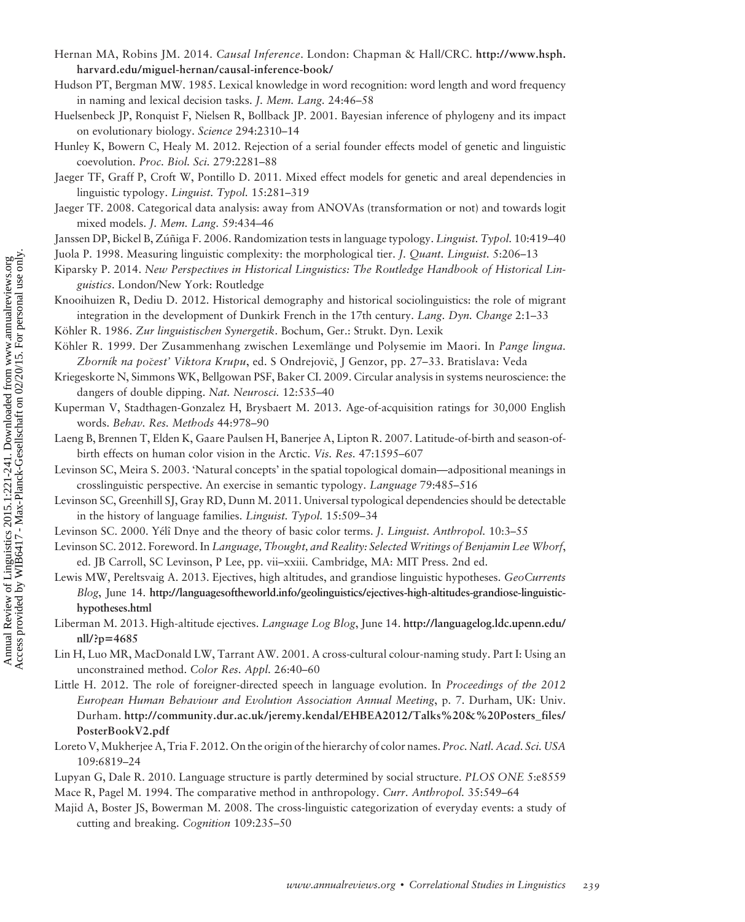Hernan MA, Robins JM. 2014. *Causal Inference*. London: Chapman & Hall/CRC. **http://www.hsph.harvard.edu/miguel-hernan/causal-inference-book/**

Hudson PT, Bergman MW. 1985. Lexical knowledge in word recognition: word length and word frequency in naming and lexical decision tasks. *J. Mem. Lang.* 24:46–58

Huelsenbeck JP, Ronquist F, Nielsen R, Bollback JP. 2001. Bayesian inference of phylogeny and its impact on evolutionary biology. *Science* 294:2310–14

Hunley K, Bowern C, Healy M. 2012. Rejection of a serial founder effects model of genetic and linguistic coevolution. *Proc. Biol. Sci.* 279:2281–88

Jaeger TF, Graff P, Croft W, Pontillo D. 2011. Mixed effect models for genetic and areal dependencies in linguistic typology. *Linguist. Typol.* 15:281–319

Jaeger TF. 2008. Categorical data analysis: away from ANOVAs (transformation or not) and towards logit mixed models. *J. Mem. Lang.* 59:434–46

Janssen DP, Bickel B, Zúñiga F. 2006. Randomization tests in language typology. *Linguist. Typol.* 10:419–40

Juola P. 1998. Measuring linguistic complexity: the morphological tier. *J. Quant. Linguist.* 5:206–13

Kiparsky P. 2014. *New Perspectives in Historical Linguistics: The Routledge Handbook of Historical Linguistics*. London/New York: Routledge

Knooihuizen R, Dediu D. 2012. Historical demography and historical sociolinguistics: the role of migrant integration in the development of Dunkirk French in the 17th century. *Lang. Dyn. Change* 2:1–33

Köhler R. 1986. *Zur linguistischen Synergetik*. Bochum, Ger.: Strukt. Dyn. Lexik

Köhler R. 1999. Der Zusammenhang zwischen Lexemlänge und Polysemie im Maori. In *Pange lingua. Zborník na počest' Viktora Krupu*, ed. S Ondrejovič, J Genzor, pp. 27–33. Bratislava: Veda

Kriegeskorte N, Simmons WK, Bellgowan PSF, Baker CI. 2009. Circular analysis in systems neuroscience: the dangers of double dipping. *Nat. Neurosci.* 12:535–40

Kuperman V, Stadthagen-Gonzalez H, Brysbaert M. 2013. Age-of-acquisition ratings for 30,000 English words. *Behav. Res. Methods* 44:978–90

Laeng B, Brennen T, Elden K, Gaare Paulsen H, Banerjee A, Lipton R. 2007. Latitude-of-birth and season-of-birth effects on human color vision in the Arctic. *Vis. Res.* 47:1595–607

Levinson SC, Meira S. 2003. 'Natural concepts' in the spatial topological domain—adpositional meanings in crosslinguistic perspective. An exercise in semantic typology. *Language* 79:485–516

Levinson SC, Greenhill SJ, Gray RD, Dunn M. 2011. Universal typological dependencies should be detectable in the history of language families. *Linguist. Typol.* 15:509–34

Levinson SC. 2000. Yélî Dnye and the theory of basic color terms. *J. Linguist. Anthropol.* 10:3–55

Levinson SC. 2012. Foreword. In *Language, Thought, and Reality: Selected Writings of Benjamin Lee Whorf*, ed. JB Carroll, SC Levinson, P Lee, pp. vii–xxiii. Cambridge, MA: MIT Press. 2nd ed.

Lewis MW, Pereltsvaig A. 2013. Ejectives, high altitudes, and grandiose linguistic hypotheses. *GeoCurrents Blog*, June 14. **http://languagesoftheworld.info/geolinguistics/ejectives-high-altitudes-grandiose-linguistic-hypotheses.html**

Liberman M. 2013. High-altitude ejectives. *Language Log Blog*, June 14. **http://languagelog.ldc.upenn.edu/nll/?p=4685**

Lin H, Luo MR, MacDonald LW, Tarrant AW. 2001. A cross-cultural colour-naming study. Part I: Using an unconstrained method. *Color Res. Appl.* 26:40–60

Little H. 2012. The role of foreigner-directed speech in language evolution. In *Proceedings of the 2012 European Human Behaviour and Evolution Association Annual Meeting*, p. 7. Durham, UK: Univ. Durham. **http://community.dur.ac.uk/jeremy.kendal/EHBEA2012/Talks%20&%20Posters_files/PosterBookV2.pdf**

Loreto V, Mukherjee A, Tria F. 2012. On the origin of the hierarchy of color names. *Proc. Natl. Acad. Sci. USA* 109:6819–24

Lupyan G, Dale R. 2010. Language structure is partly determined by social structure. *PLOS ONE* 5:e8559

Mace R, Pagel M. 1994. The comparative method in anthropology. *Curr. Anthropol.* 35:549–64

Majid A, Boster JS, Bowerman M. 2008. The cross-linguistic categorization of everyday events: a study of cutting and breaking. *Cognition* 109:235–50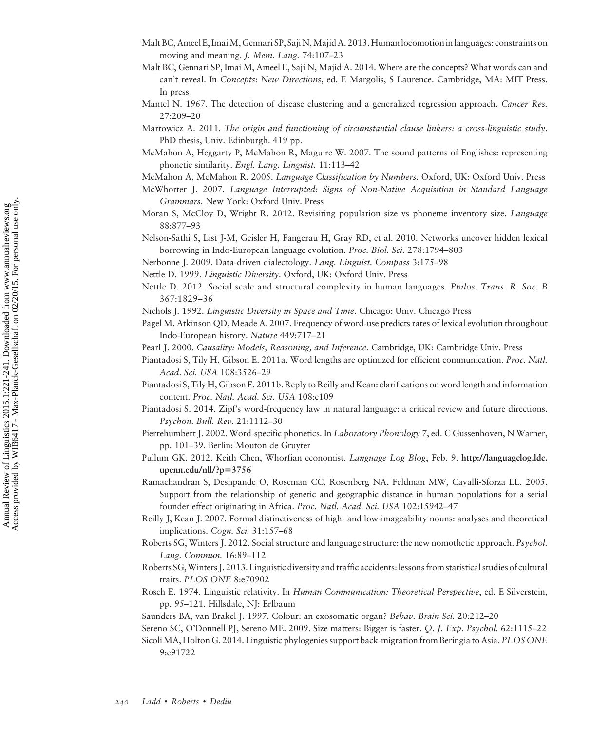Malt BC, Ameel E, Imai M, Gennari SP, Saji N, Majid A. 2013. Human locomotion in languages: constraints on moving and meaning. *J. Mem. Lang.* 74:107–23

Malt BC, Gennari SP, Imai M, Ameel E, Saji N, Majid A. 2014. Where are the concepts? What words can and can't reveal. In *Concepts: New Directions*, ed. E Margolis, S Laurence. Cambridge, MA: MIT Press. In press

Mantel N. 1967. The detection of disease clustering and a generalized regression approach. *Cancer Res.* 27:209–20

Martowicz A. 2011. *The origin and functioning of circumstantial clause linkers: a cross-linguistic study*. PhD thesis, Univ. Edinburgh. 419 pp.

McMahon A, Heggarty P, McMahon R, Maguire W. 2007. The sound patterns of Englishes: representing phonetic similarity. *Engl. Lang. Linguist.* 11:113–42

McMahon A, McMahon R. 2005. *Language Classification by Numbers*. Oxford, UK: Oxford Univ. Press

McWhorter J. 2007. *Language Interrupted: Signs of Non-Native Acquisition in Standard Language Grammars*. New York: Oxford Univ. Press

Moran S, McCloy D, Wright R. 2012. Revisiting population size vs phoneme inventory size. *Language* 88:877–93

Nelson-Sathi S, List J-M, Geisler H, Fangerau H, Gray RD, et al. 2010. Networks uncover hidden lexical borrowing in Indo-European language evolution. *Proc. Biol. Sci.* 278:1794–803

Nerbonne J. 2009. Data-driven dialectology. *Lang. Linguist. Compass* 3:175–98

Nettle D. 1999. *Linguistic Diversity*. Oxford, UK: Oxford Univ. Press

Nettle D. 2012. Social scale and structural complexity in human languages. *Philos. Trans. R. Soc. B* 367:1829–36

Nichols J. 1992. *Linguistic Diversity in Space and Time*. Chicago: Univ. Chicago Press

Pagel M, Atkinson QD, Meade A. 2007. Frequency of word-use predicts rates of lexical evolution throughout Indo-European history. *Nature* 449:717–21

Pearl J. 2000. *Causality: Models, Reasoning, and Inference*. Cambridge, UK: Cambridge Univ. Press

Piantadosi S, Tily H, Gibson E. 2011a. Word lengths are optimized for efficient communication. *Proc. Natl. Acad. Sci. USA* 108:3526–29

Piantadosi S, Tily H, Gibson E. 2011b. Reply to Reilly and Kean: clarifications on word length and information content. *Proc. Natl. Acad. Sci. USA* 108:e109

Piantadosi S. 2014. Zipf's word-frequency law in natural language: a critical review and future directions. *Psychon. Bull. Rev.* 21:1112–30

Pierrehumbert J. 2002. Word-specific phonetics. In *Laboratory Phonology 7*, ed. C Gussenhoven, N Warner, pp. 101–39. Berlin: Mouton de Gruyter

Pullum GK. 2012. Keith Chen, Whorfian economist. *Language Log Blog*, Feb. 9. **http://languagelog.ldc.upenn.edu/nll/?p=3756**

Ramachandran S, Deshpande O, Roseman CC, Rosenberg NA, Feldman MW, Cavalli-Sforza LL. 2005. Support from the relationship of genetic and geographic distance in human populations for a serial founder effect originating in Africa. *Proc. Natl. Acad. Sci. USA* 102:15942–47

Reilly J, Kean J. 2007. Formal distinctiveness of high- and low-imageability nouns: analyses and theoretical implications. *Cogn. Sci.* 31:157–68

Roberts SG, Winters J. 2012. Social structure and language structure: the new nomothetic approach. *Psychol. Lang. Commun.* 16:89–112

Roberts SG, Winters J. 2013. Linguistic diversity and traffic accidents: lessons from statistical studies of cultural traits. *PLOS ONE* 8:e70902

Rosch E. 1974. Linguistic relativity. In *Human Communication: Theoretical Perspective*, ed. E Silverstein, pp. 95–121. Hillsdale, NJ: Erlbaum

Saunders BA, van Brakel J. 1997. Colour: an exosomatic organ? *Behav. Brain Sci.* 20:212–20

Sereno SC, O'Donnell PJ, Sereno ME. 2009. Size matters: Bigger is faster. *Q. J. Exp. Psychol.* 62:1115–22

Sicoli MA, Holton G. 2014. Linguistic phylogenies support back-migration from Beringia to Asia. *PLOS ONE* 9:e91722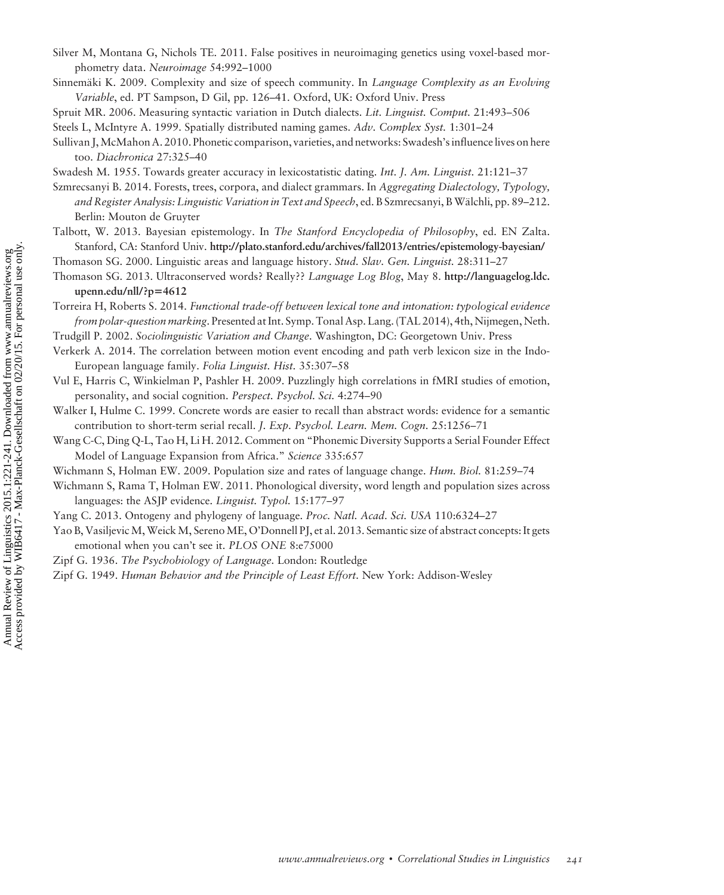Silver M, Montana G, Nichols TE. 2011. False positives in neuroimaging genetics using voxel-based morphometry data. *Neuroimage* 54:992–1000

Sinnemäki K. 2009. Complexity and size of speech community. In *Language Complexity as an Evolving Variable*, ed. PT Sampson, D Gil, pp. 126–41. Oxford, UK: Oxford Univ. Press

Spruit MR. 2006. Measuring syntactic variation in Dutch dialects. *Lit. Linguist. Comput.* 21:493–506

Steels L, McIntyre A. 1999. Spatially distributed naming games. *Adv. Complex Syst.* 1:301–24

Sullivan J, McMahon A. 2010. Phonetic comparison, varieties, and networks: Swadesh's influence lives on here too. *Diachronica* 27:325–40

Swadesh M. 1955. Towards greater accuracy in lexicostatistic dating. *Int. J. Am. Linguist.* 21:121–37

Szmrecsanyi B. 2014. Forests, trees, corpora, and dialect grammars. In *Aggregating Dialectology, Typology, and Register Analysis: Linguistic Variation in Text and Speech*, ed. B Szmrecsanyi, B Wälchli, pp. 89–212. Berlin: Mouton de Gruyter

Talbott, W. 2013. Bayesian epistemology. In *The Stanford Encyclopedia of Philosophy*, ed. EN Zalta. Stanford, CA: Stanford Univ. **http://plato.stanford.edu/archives/fall2013/entries/epistemology-bayesian/**

Thomason SG. 2000. Linguistic areas and language history. *Stud. Slav. Gen. Linguist.* 28:311–27

Thomason SG. 2013. Ultraconserved words? Really?? *Language Log Blog*, May 8. **http://languagelog.ldc.upenn.edu/nll/?p=4612**

Torreira H, Roberts S. 2014. *Functional trade-off between lexical tone and intonation: typological evidence from polar-question marking*. Presented at Int. Symp. Tonal Asp. Lang. (TAL 2014), 4th, Nijmegen, Neth.

Trudgill P. 2002. *Sociolinguistic Variation and Change*. Washington, DC: Georgetown Univ. Press

Verkerk A. 2014. The correlation between motion event encoding and path verb lexicon size in the Indo-European language family. *Folia Linguist. Hist.* 35:307–58

Vul E, Harris C, Winkielman P, Pashler H. 2009. Puzzlingly high correlations in fMRI studies of emotion, personality, and social cognition. *Perspect. Psychol. Sci.* 4:274–90

Walker I, Hulme C. 1999. Concrete words are easier to recall than abstract words: evidence for a semantic contribution to short-term serial recall. *J. Exp. Psychol. Learn. Mem. Cogn.* 25:1256–71

Wang C-C, Ding Q-L, Tao H, Li H. 2012. Comment on "Phonemic Diversity Supports a Serial Founder Effect Model of Language Expansion from Africa." *Science* 335:657

Wichmann S, Holman EW. 2009. Population size and rates of language change. *Hum. Biol.* 81:259–74

Wichmann S, Rama T, Holman EW. 2011. Phonological diversity, word length and population sizes across languages: the ASJP evidence. *Linguist. Typol.* 15:177–97

Yang C. 2013. Ontogeny and phylogeny of language. *Proc. Natl. Acad. Sci. USA* 110:6324–27

Yao B, Vasiljevic M, Weick M, Sereno ME, O'Donnell PJ, et al. 2013. Semantic size of abstract concepts: It gets emotional when you can't see it. *PLOS ONE* 8:e75000

Zipf G. 1936. *The Psychobiology of Language*. London: Routledge

Zipf G. 1949. *Human Behavior and the Principle of Least Effort*. New York: Addison-Wesley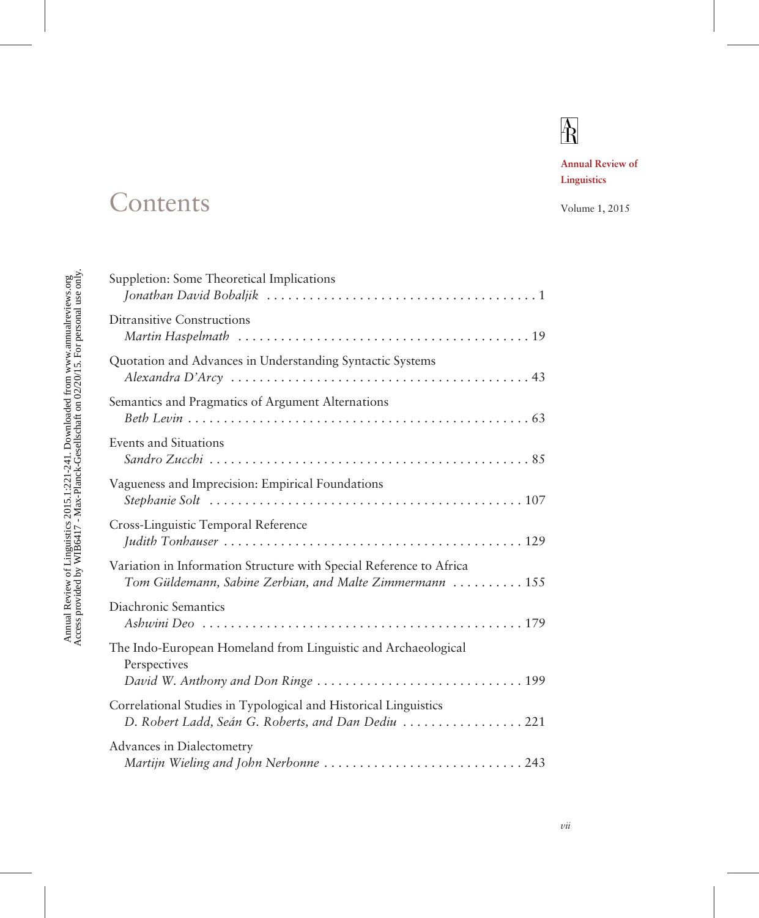Annual Review of Linguistics

Volume 1, 2015

# Contents

Suppletion: Some Theoretical Implications
*Jonathan David Bobaljik* . . . . . . . . . . . . . . . . . . . . . . . . . . . . . . . . . . . . . . 1

Ditransitive Constructions
*Martin Haspelmath* . . . . . . . . . . . . . . . . . . . . . . . . . . . . . . . . . . . . . . . . . 19

Quotation and Advances in Understanding Syntactic Systems
*Alexandra D'Arcy* . . . . . . . . . . . . . . . . . . . . . . . . . . . . . . . . . . . . . . . . . . 43

Semantics and Pragmatics of Argument Alternations
*Beth Levin* . . . . . . . . . . . . . . . . . . . . . . . . . . . . . . . . . . . . . . . . . . . . . . . . 63

Events and Situations
*Sandro Zucchi* . . . . . . . . . . . . . . . . . . . . . . . . . . . . . . . . . . . . . . . . . . . . . 85

Vagueness and Imprecision: Empirical Foundations
*Stephanie Solt* . . . . . . . . . . . . . . . . . . . . . . . . . . . . . . . . . . . . . . . . . . . 107

Cross-Linguistic Temporal Reference
*Judith Tonhauser* . . . . . . . . . . . . . . . . . . . . . . . . . . . . . . . . . . . . . . . . . 129

Variation in Information Structure with Special Reference to Africa
*Tom Güldemann, Sabine Zerbian, and Malte Zimmermann* . . . . . . . . . . 155

Diachronic Semantics
*Ashwini Deo* . . . . . . . . . . . . . . . . . . . . . . . . . . . . . . . . . . . . . . . . . . . . 179

The Indo-European Homeland from Linguistic and Archaeological Perspectives
*David W. Anthony and Don Ringe* . . . . . . . . . . . . . . . . . . . . . . . . . . . . 199

Correlational Studies in Typological and Historical Linguistics
*D. Robert Ladd, Seán G. Roberts, and Dan Dediu* . . . . . . . . . . . . . . . . . 221

Advances in Dialectometry
*Martijn Wieling and John Nerbonne* . . . . . . . . . . . . . . . . . . . . . . . . . . . . 243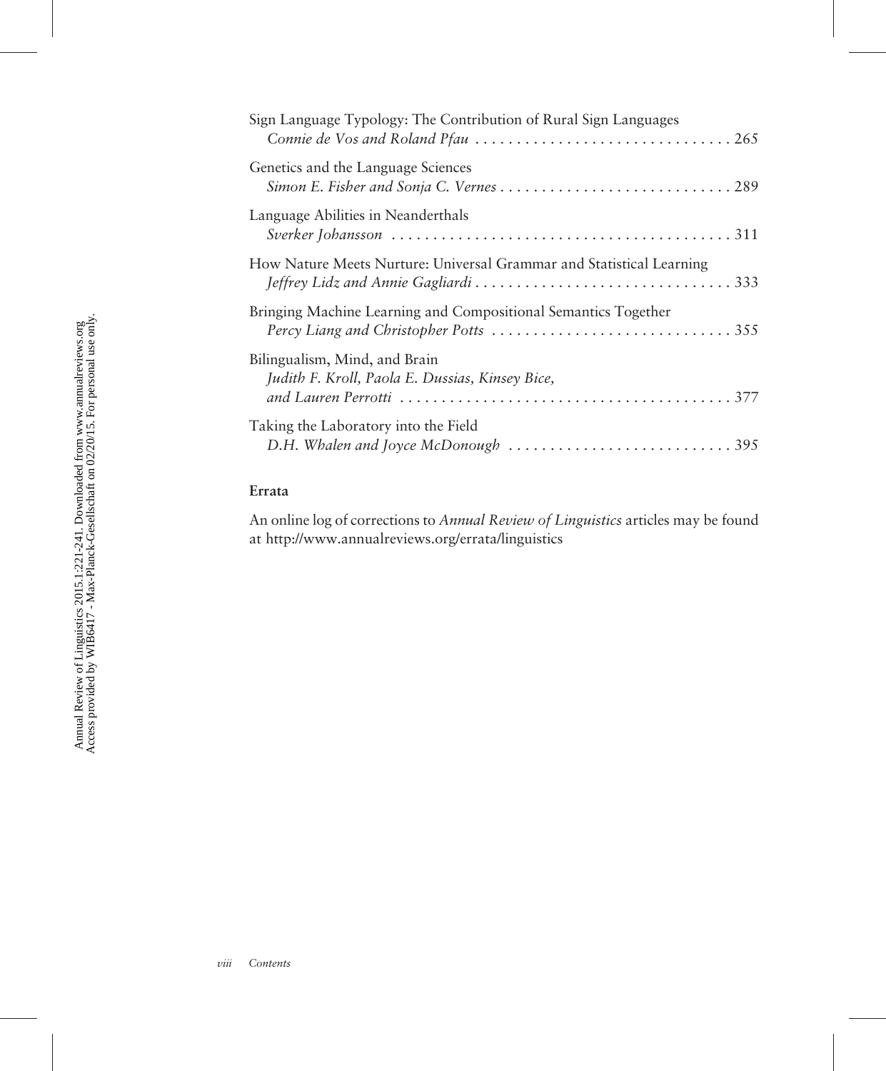Sign Language Typology: The Contribution of Rural Sign Languages
*Connie de Vos and Roland Pfau* . . . . . . . . . . . . . . . . . . . . . . . . . . . . . . . 265

Genetics and the Language Sciences
*Simon E. Fisher and Sonja C. Vernes* . . . . . . . . . . . . . . . . . . . . . . . . . . . . 289

Language Abilities in Neanderthals
*Sverker Johansson* . . . . . . . . . . . . . . . . . . . . . . . . . . . . . . . . . . . . . . . . 311

How Nature Meets Nurture: Universal Grammar and Statistical Learning
*Jeffrey Lidz and Annie Gagliardi* . . . . . . . . . . . . . . . . . . . . . . . . . . . . . . . 333

Bringing Machine Learning and Compositional Semantics Together
*Percy Liang and Christopher Potts* . . . . . . . . . . . . . . . . . . . . . . . . . . . . . 355

Bilingualism, Mind, and Brain
*Judith F. Kroll, Paola E. Dussias, Kinsey Bice, and Lauren Perrotti* . . . . . . . . . . . . . . . . . . . . . . . . . . . . . . . . . . . . . . . . 377

Taking the Laboratory into the Field
*D.H. Whalen and Joyce McDonough* . . . . . . . . . . . . . . . . . . . . . . . . . . . 395

**Errata**

An online log of corrections to *Annual Review of Linguistics* articles may be found at http://www.annualreviews.org/errata/linguistics